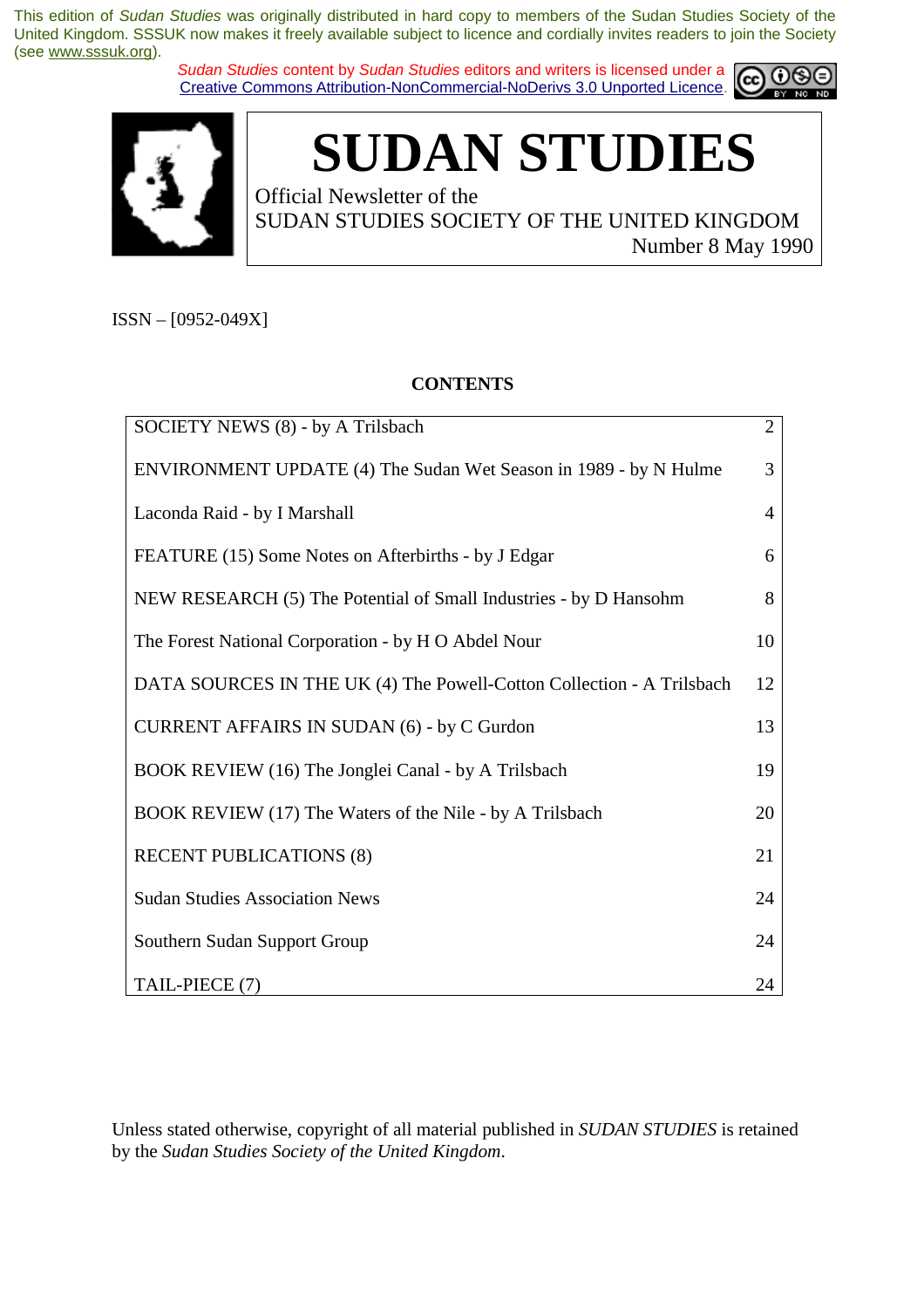This edition of *Sudan Studies* was originally distributed in hard copy to members of the Sudan Studies Society of the United Kingdom. SSSUK now makes it freely available subject to licence and cordially invites readers to join the Society (see www.sssuk.org).

*Sudan Studies* content by *Sudan Studies* editors and writers is licensed under a Creative Commons Attribution-NonCommercial-NoDerivs 3.0 Unported Licence.

# SUDAN STUDIES

Official Newsletter of the
SUDAN STUDIES SOCIETY OF THE UNITED KINGDOM
Number 8 May 1990

ISSN – [0952-049X]

## CONTENTS

| | |
|---|---|
| SOCIETY NEWS (8) - by A Trilsbach | 2 |
| ENVIRONMENT UPDATE (4) The Sudan Wet Season in 1989 - by N Hulme | 3 |
| Laconda Raid - by I Marshall | 4 |
| FEATURE (15) Some Notes on Afterbirths - by J Edgar | 6 |
| NEW RESEARCH (5) The Potential of Small Industries - by D Hansohm | 8 |
| The Forest National Corporation - by H O Abdel Nour | 10 |
| DATA SOURCES IN THE UK (4) The Powell-Cotton Collection - A Trilsbach | 12 |
| CURRENT AFFAIRS IN SUDAN (6) - by C Gurdon | 13 |
| BOOK REVIEW (16) The Jonglei Canal - by A Trilsbach | 19 |
| BOOK REVIEW (17) The Waters of the Nile - by A Trilsbach | 20 |
| RECENT PUBLICATIONS (8) | 21 |
| Sudan Studies Association News | 24 |
| Southern Sudan Support Group | 24 |
| TAIL-PIECE (7) | 24 |

Unless stated otherwise, copyright of all material published in *SUDAN STUDIES* is retained by the *Sudan Studies Society of the United Kingdom*.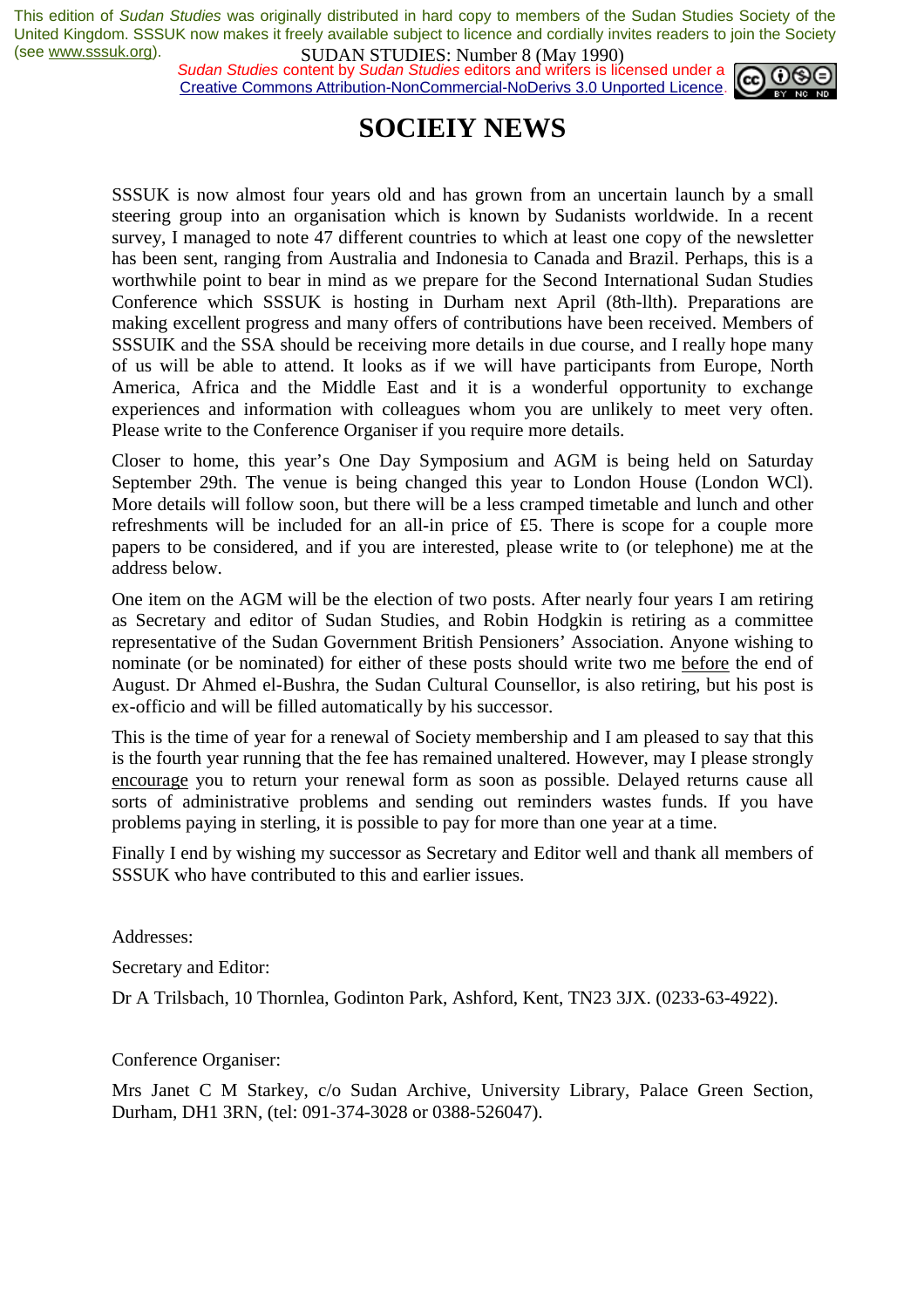This edition of *Sudan Studies* was originally distributed in hard copy to members of the Sudan Studies Society of the United Kingdom. SSSUK now makes it freely available subject to licence and cordially invites readers to join the Society (see www.sssuk.org).

*Sudan Studies* content by *Sudan Studies* editors and writers is licensed under a Creative Commons Attribution-NonCommercial-NoDerivs 3.0 Unported Licence.

SUDAN STUDIES: Number 8 (May 1990)

# SOCIEIY NEWS

SSSUK is now almost four years old and has grown from an uncertain launch by a small steering group into an organisation which is known by Sudanists worldwide. In a recent survey, I managed to note 47 different countries to which at least one copy of the newsletter has been sent, ranging from Australia and Indonesia to Canada and Brazil. Perhaps, this is a worthwhile point to bear in mind as we prepare for the Second International Sudan Studies Conference which SSSUK is hosting in Durham next April (8th-llth). Preparations are making excellent progress and many offers of contributions have been received. Members of SSSUIK and the SSA should be receiving more details in due course, and I really hope many of us will be able to attend. It looks as if we will have participants from Europe, North America, Africa and the Middle East and it is a wonderful opportunity to exchange experiences and information with colleagues whom you are unlikely to meet very often. Please write to the Conference Organiser if you require more details.

Closer to home, this year's One Day Symposium and AGM is being held on Saturday September 29th. The venue is being changed this year to London House (London WCl). More details will follow soon, but there will be a less cramped timetable and lunch and other refreshments will be included for an all-in price of £5. There is scope for a couple more papers to be considered, and if you are interested, please write to (or telephone) me at the address below.

One item on the AGM will be the election of two posts. After nearly four years I am retiring as Secretary and editor of Sudan Studies, and Robin Hodgkin is retiring as a committee representative of the Sudan Government British Pensioners' Association. Anyone wishing to nominate (or be nominated) for either of these posts should write two me before the end of August. Dr Ahmed el-Bushra, the Sudan Cultural Counsellor, is also retiring, but his post is ex-officio and will be filled automatically by his successor.

This is the time of year for a renewal of Society membership and I am pleased to say that this is the fourth year running that the fee has remained unaltered. However, may I please strongly encourage you to return your renewal form as soon as possible. Delayed returns cause all sorts of administrative problems and sending out reminders wastes funds. If you have problems paying in sterling, it is possible to pay for more than one year at a time.

Finally I end by wishing my successor as Secretary and Editor well and thank all members of SSSUK who have contributed to this and earlier issues.

Addresses:

Secretary and Editor:

Dr A Trilsbach, 10 Thornlea, Godinton Park, Ashford, Kent, TN23 3JX. (0233-63-4922).

Conference Organiser:

Mrs Janet C M Starkey, c/o Sudan Archive, University Library, Palace Green Section, Durham, DH1 3RN, (tel: 091-374-3028 or 0388-526047).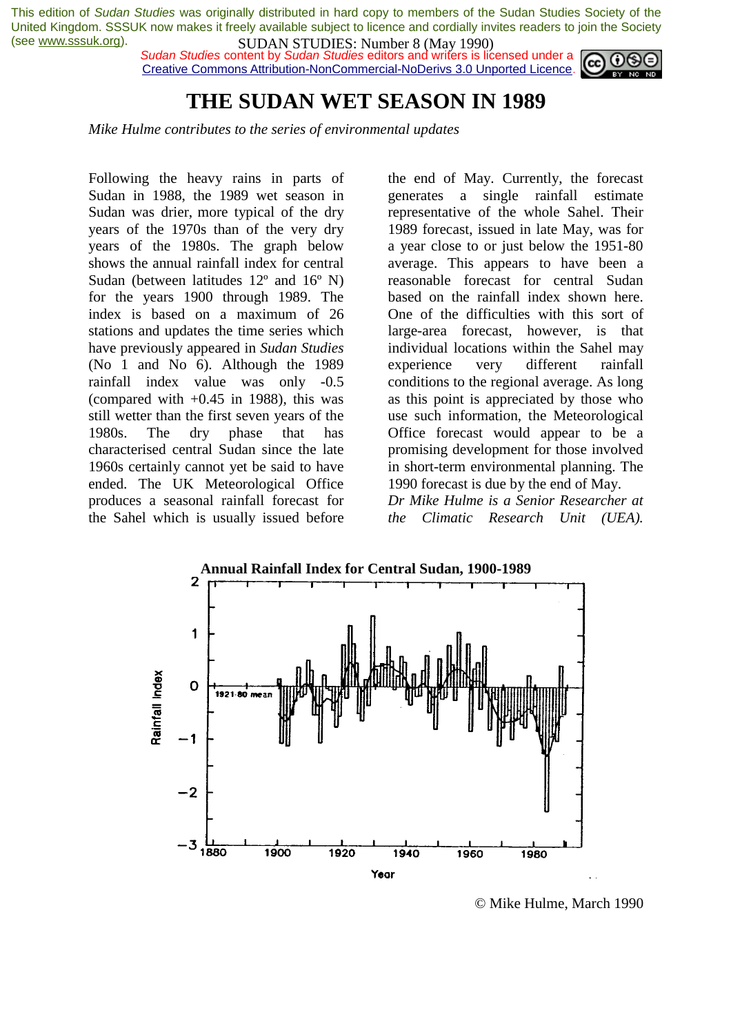This edition of *Sudan Studies* was originally distributed in hard copy to members of the Sudan Studies Society of the United Kingdom. SSSUK now makes it freely available subject to licence and cordially invites readers to join the Society (see www.sssuk.org).

SUDAN STUDIES: Number 8 (May 1990)

*Sudan Studies* content by *Sudan Studies* editors and writers is licensed under a Creative Commons Attribution-NonCommercial-NoDerivs 3.0 Unported Licence.

# THE SUDAN WET SEASON IN 1989

*Mike Hulme contributes to the series of environmental updates*

Following the heavy rains in parts of Sudan in 1988, the 1989 wet season in Sudan was drier, more typical of the dry years of the 1970s than of the very dry years of the 1980s. The graph below shows the annual rainfall index for central Sudan (between latitudes 12º and 16º N) for the years 1900 through 1989. The index is based on a maximum of 26 stations and updates the time series which have previously appeared in *Sudan Studies* (No 1 and No 6). Although the 1989 rainfall index value was only -0.5 (compared with +0.45 in 1988), this was still wetter than the first seven years of the 1980s. The dry phase that has characterised central Sudan since the late 1960s certainly cannot yet be said to have ended. The UK Meteorological Office produces a seasonal rainfall forecast for the Sahel which is usually issued before the end of May. Currently, the forecast generates a single rainfall estimate representative of the whole Sahel. Their 1989 forecast, issued in late May, was for a year close to or just below the 1951-80 average. This appears to have been a reasonable forecast for central Sudan based on the rainfall index shown here. One of the difficulties with this sort of large-area forecast, however, is that individual locations within the Sahel may experience very different rainfall conditions to the regional average. As long as this point is appreciated by those who use such information, the Meteorological Office forecast would appear to be a promising development for those involved in short-term environmental planning. The 1990 forecast is due by the end of May.

*Dr Mike Hulme is a Senior Researcher at the Climatic Research Unit (UEA).*

**Annual Rainfall Index for Central Sudan, 1900-1989**

© Mike Hulme, March 1990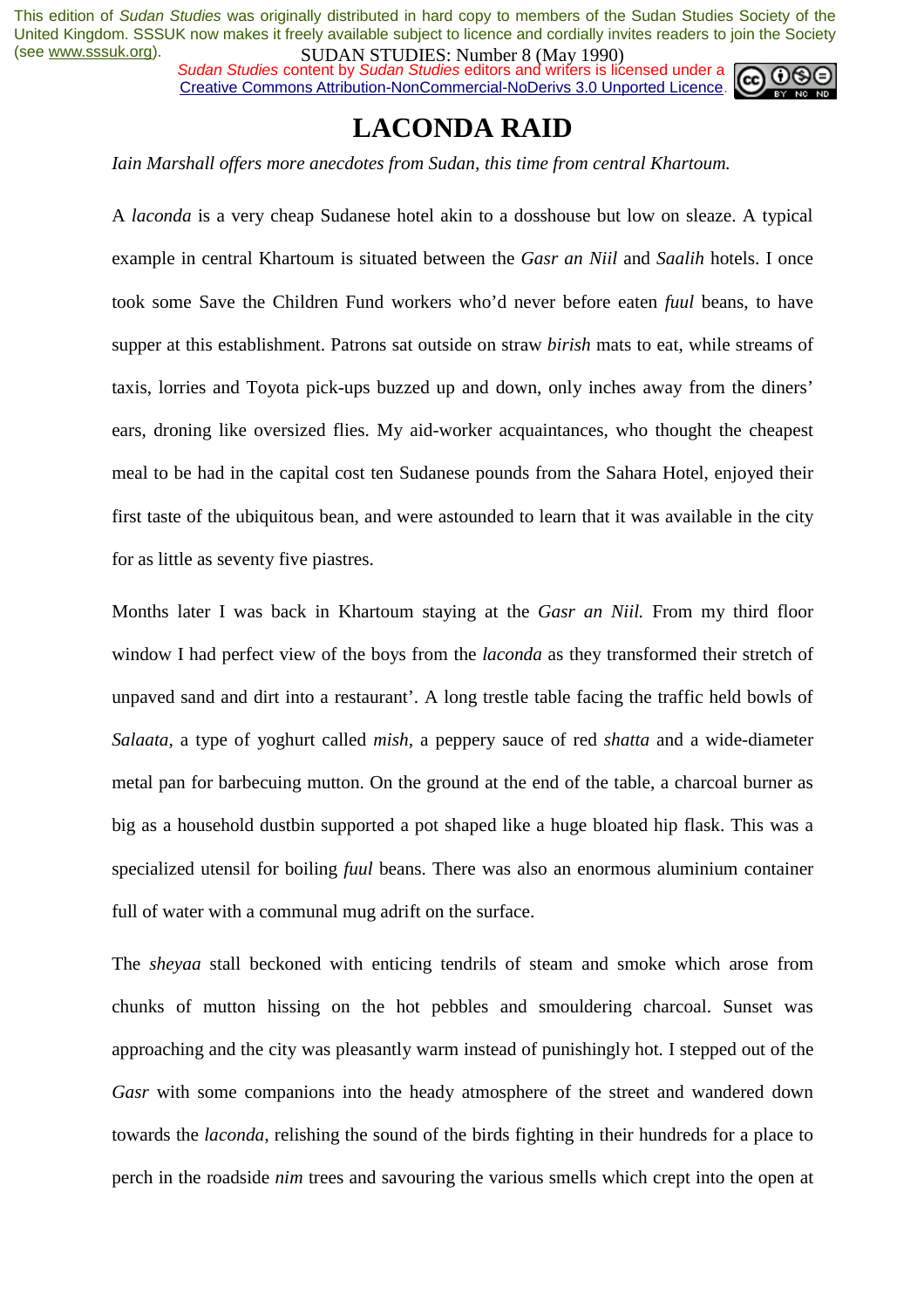# LACONDA RAID

*Iain Marshall offers more anecdotes from Sudan, this time from central Khartoum.*

A *laconda* is a very cheap Sudanese hotel akin to a dosshouse but low on sleaze. A typical example in central Khartoum is situated between the *Gasr an Niil* and *Saalih* hotels. I once took some Save the Children Fund workers who'd never before eaten *fuul* beans, to have supper at this establishment. Patrons sat outside on straw *birish* mats to eat, while streams of taxis, lorries and Toyota pick-ups buzzed up and down, only inches away from the diners' ears, droning like oversized flies. My aid-worker acquaintances, who thought the cheapest meal to be had in the capital cost ten Sudanese pounds from the Sahara Hotel, enjoyed their first taste of the ubiquitous bean, and were astounded to learn that it was available in the city for as little as seventy five piastres.

Months later I was back in Khartoum staying at the *Gasr an Niil.* From my third floor window I had perfect view of the boys from the *laconda* as they transformed their stretch of unpaved sand and dirt into a restaurant'. A long trestle table facing the traffic held bowls of *Salaata,* a type of yoghurt called *mish,* a peppery sauce of red *shatta* and a wide-diameter metal pan for barbecuing mutton. On the ground at the end of the table, a charcoal burner as big as a household dustbin supported a pot shaped like a huge bloated hip flask. This was a specialized utensil for boiling *fuul* beans. There was also an enormous aluminium container full of water with a communal mug adrift on the surface.

The *sheyaa* stall beckoned with enticing tendrils of steam and smoke which arose from chunks of mutton hissing on the hot pebbles and smouldering charcoal. Sunset was approaching and the city was pleasantly warm instead of punishingly hot. I stepped out of the *Gasr* with some companions into the heady atmosphere of the street and wandered down towards the *laconda,* relishing the sound of the birds fighting in their hundreds for a place to perch in the roadside *nim* trees and savouring the various smells which crept into the open at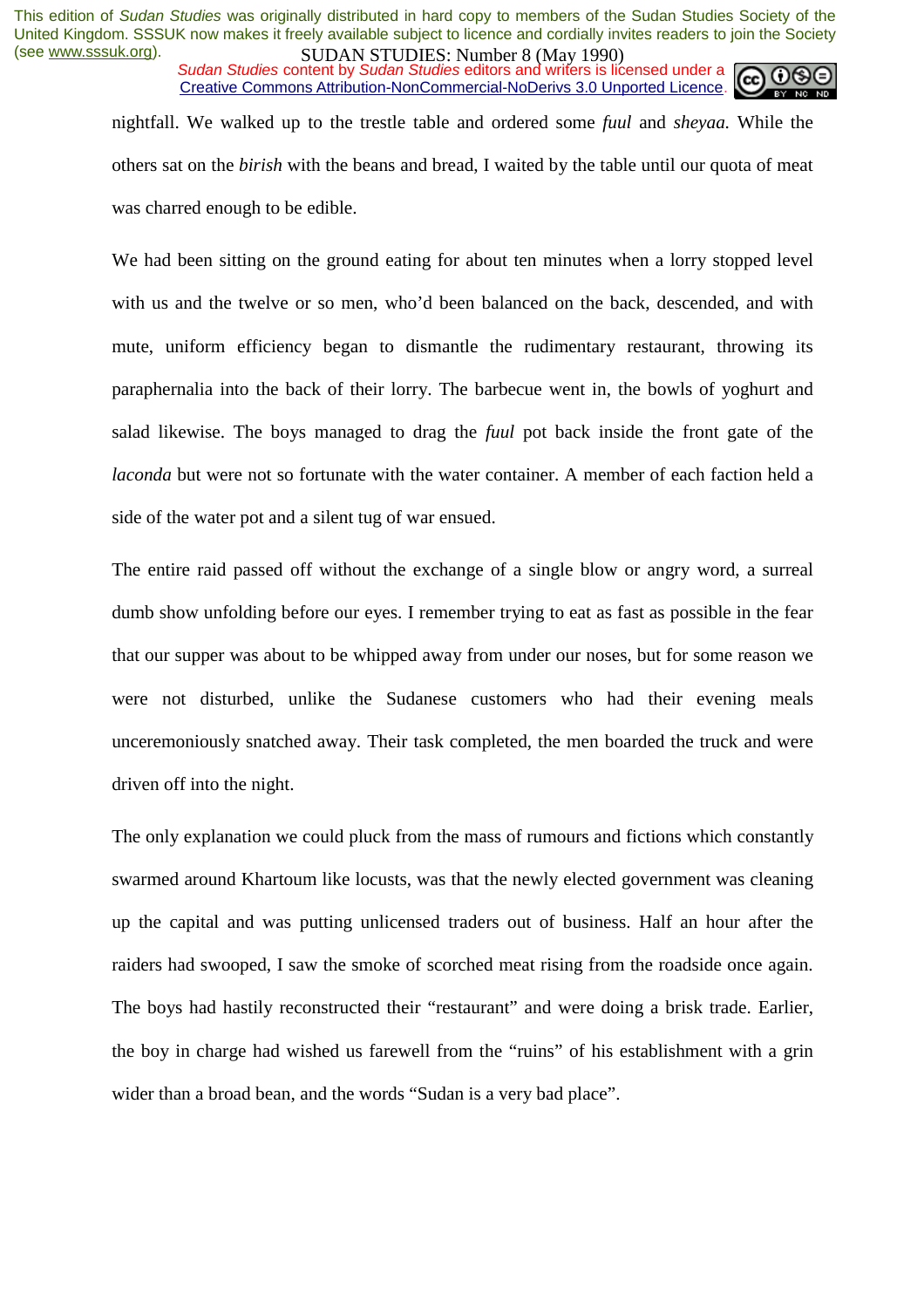nightfall. We walked up to the trestle table and ordered some *fuul* and *sheyaa.* While the others sat on the *birish* with the beans and bread, I waited by the table until our quota of meat was charred enough to be edible.

We had been sitting on the ground eating for about ten minutes when a lorry stopped level with us and the twelve or so men, who'd been balanced on the back, descended, and with mute, uniform efficiency began to dismantle the rudimentary restaurant, throwing its paraphernalia into the back of their lorry. The barbecue went in, the bowls of yoghurt and salad likewise. The boys managed to drag the *fuul* pot back inside the front gate of the *laconda* but were not so fortunate with the water container. A member of each faction held a side of the water pot and a silent tug of war ensued.

The entire raid passed off without the exchange of a single blow or angry word, a surreal dumb show unfolding before our eyes. I remember trying to eat as fast as possible in the fear that our supper was about to be whipped away from under our noses, but for some reason we were not disturbed, unlike the Sudanese customers who had their evening meals unceremoniously snatched away. Their task completed, the men boarded the truck and were driven off into the night.

The only explanation we could pluck from the mass of rumours and fictions which constantly swarmed around Khartoum like locusts, was that the newly elected government was cleaning up the capital and was putting unlicensed traders out of business. Half an hour after the raiders had swooped, I saw the smoke of scorched meat rising from the roadside once again. The boys had hastily reconstructed their "restaurant" and were doing a brisk trade. Earlier, the boy in charge had wished us farewell from the "ruins" of his establishment with a grin wider than a broad bean, and the words "Sudan is a very bad place".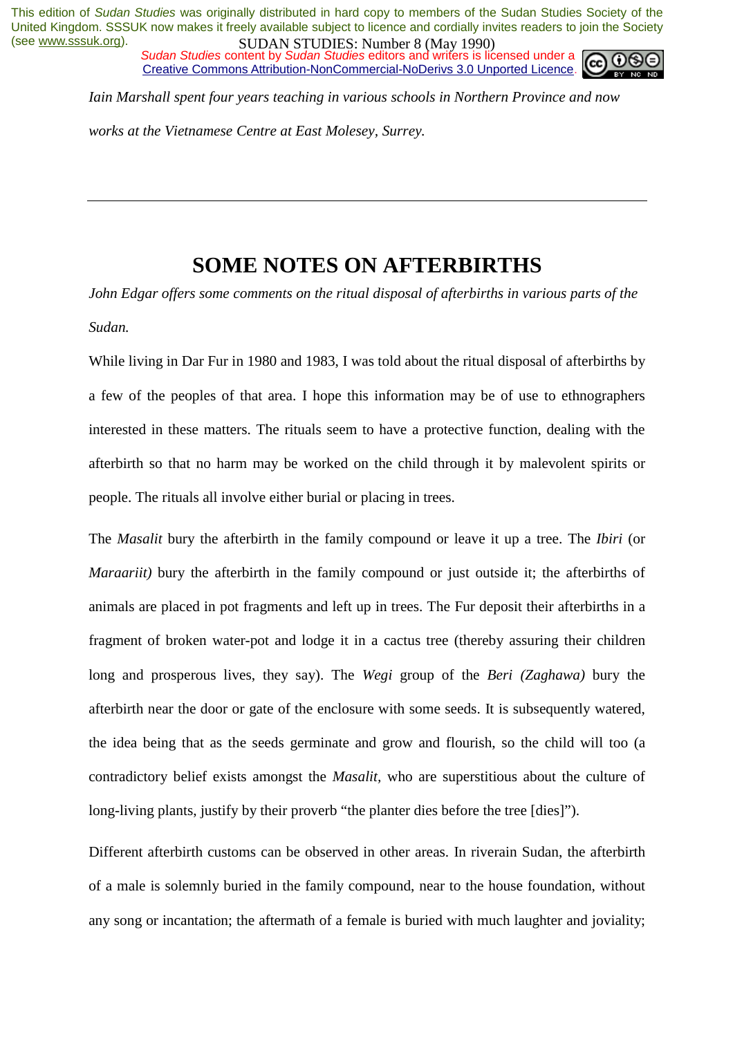*Iain Marshall spent four years teaching in various schools in Northern Province and now works at the Vietnamese Centre at East Molesey, Surrey.*

---

# SOME NOTES ON AFTERBIRTHS

*John Edgar offers some comments on the ritual disposal of afterbirths in various parts of the Sudan.*

While living in Dar Fur in 1980 and 1983, I was told about the ritual disposal of afterbirths by a few of the peoples of that area. I hope this information may be of use to ethnographers interested in these matters. The rituals seem to have a protective function, dealing with the afterbirth so that no harm may be worked on the child through it by malevolent spirits or people. The rituals all involve either burial or placing in trees.

The *Masalit* bury the afterbirth in the family compound or leave it up a tree. The *Ibiri* (or *Maraariit)* bury the afterbirth in the family compound or just outside it; the afterbirths of animals are placed in pot fragments and left up in trees. The Fur deposit their afterbirths in a fragment of broken water-pot and lodge it in a cactus tree (thereby assuring their children long and prosperous lives, they say). The *Wegi* group of the *Beri (Zaghawa)* bury the afterbirth near the door or gate of the enclosure with some seeds. It is subsequently watered, the idea being that as the seeds germinate and grow and flourish, so the child will too (a contradictory belief exists amongst the *Masalit*, who are superstitious about the culture of long-living plants, justify by their proverb "the planter dies before the tree [dies]").

Different afterbirth customs can be observed in other areas. In riverain Sudan, the afterbirth of a male is solemnly buried in the family compound, near to the house foundation, without any song or incantation; the aftermath of a female is buried with much laughter and joviality;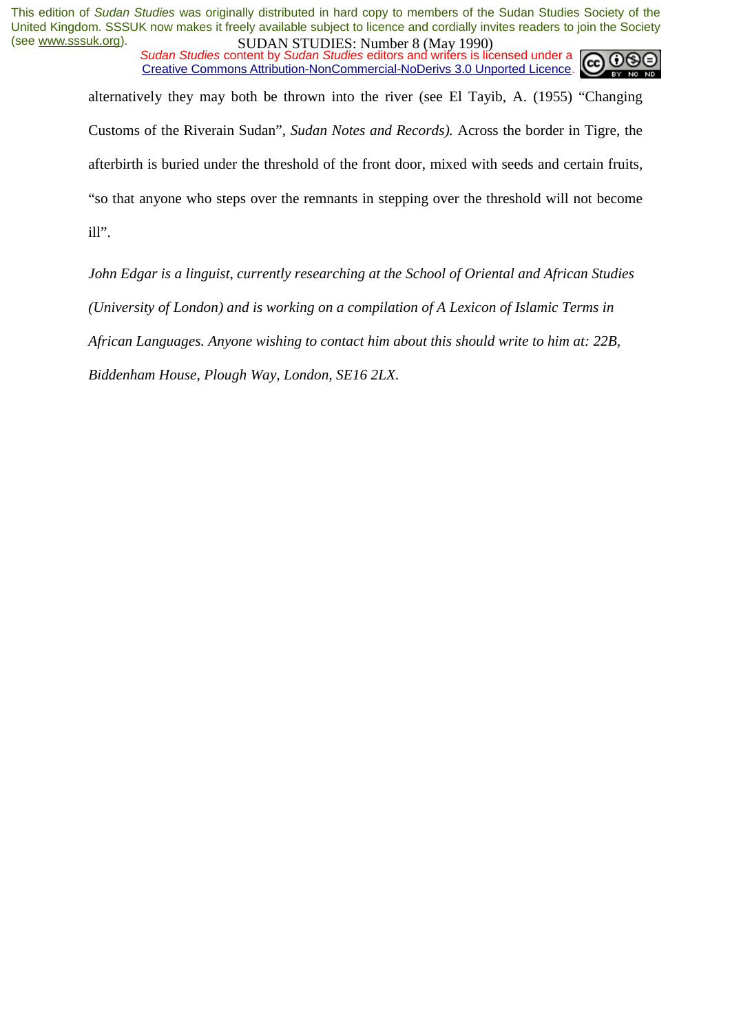alternatively they may both be thrown into the river (see El Tayib, A. (1955) "Changing Customs of the Riverain Sudan", *Sudan Notes and Records).* Across the border in Tigre, the afterbirth is buried under the threshold of the front door, mixed with seeds and certain fruits, "so that anyone who steps over the remnants in stepping over the threshold will not become ill".

*John Edgar is a linguist, currently researching at the School of Oriental and African Studies (University of London) and is working on a compilation of A Lexicon of Islamic Terms in African Languages. Anyone wishing to contact him about this should write to him at: 22B, Biddenham House, Plough Way, London, SE16 2LX.*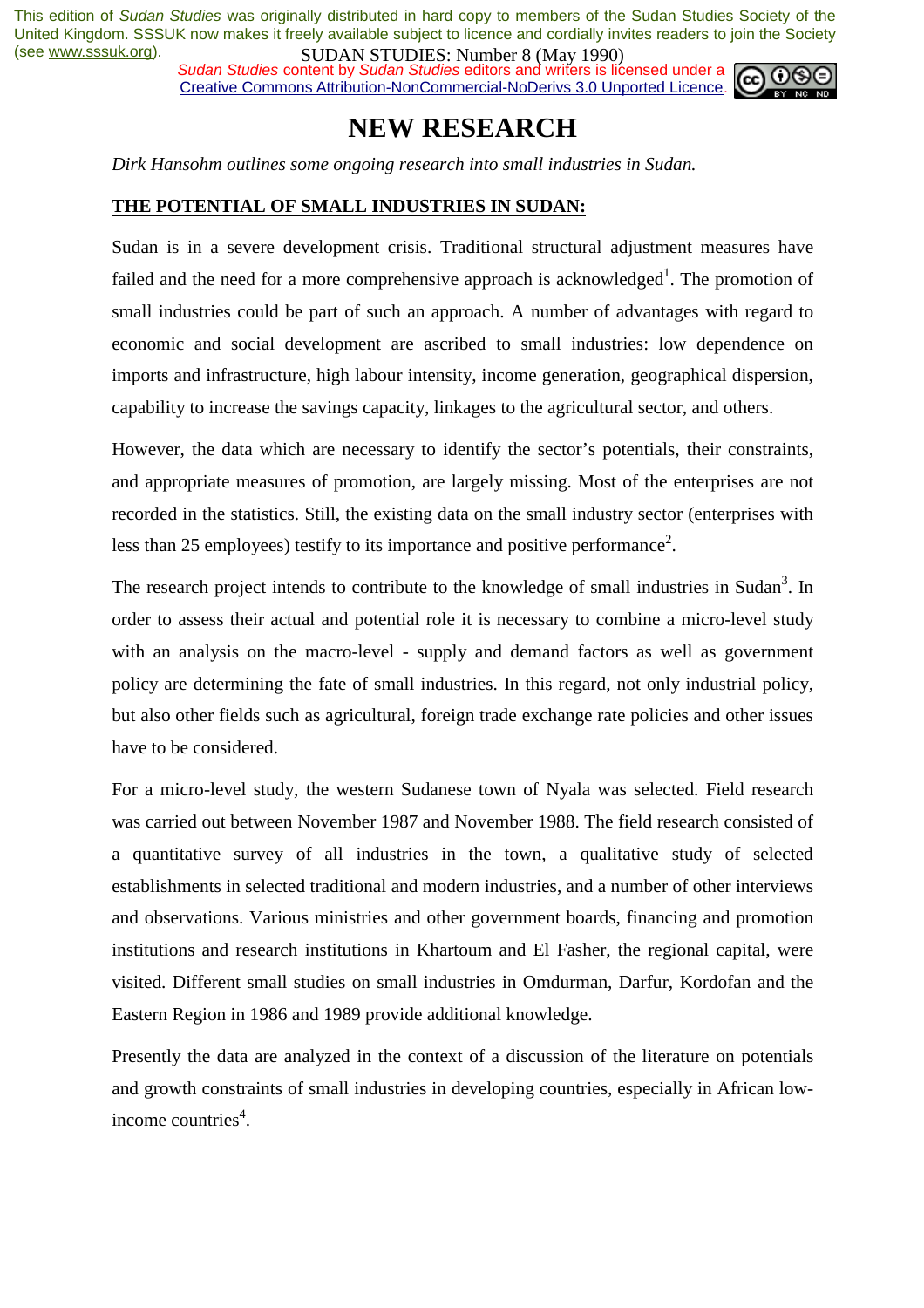# NEW RESEARCH

*Dirk Hansohm outlines some ongoing research into small industries in Sudan.*

## THE POTENTIAL OF SMALL INDUSTRIES IN SUDAN:

Sudan is in a severe development crisis. Traditional structural adjustment measures have failed and the need for a more comprehensive approach is acknowledged[1]. The promotion of small industries could be part of such an approach. A number of advantages with regard to economic and social development are ascribed to small industries: low dependence on imports and infrastructure, high labour intensity, income generation, geographical dispersion, capability to increase the savings capacity, linkages to the agricultural sector, and others.

However, the data which are necessary to identify the sector's potentials, their constraints, and appropriate measures of promotion, are largely missing. Most of the enterprises are not recorded in the statistics. Still, the existing data on the small industry sector (enterprises with less than 25 employees) testify to its importance and positive performance[2].

The research project intends to contribute to the knowledge of small industries in Sudan[3]. In order to assess their actual and potential role it is necessary to combine a micro-level study with an analysis on the macro-level - supply and demand factors as well as government policy are determining the fate of small industries. In this regard, not only industrial policy, but also other fields such as agricultural, foreign trade exchange rate policies and other issues have to be considered.

For a micro-level study, the western Sudanese town of Nyala was selected. Field research was carried out between November 1987 and November 1988. The field research consisted of a quantitative survey of all industries in the town, a qualitative study of selected establishments in selected traditional and modern industries, and a number of other interviews and observations. Various ministries and other government boards, financing and promotion institutions and research institutions in Khartoum and El Fasher, the regional capital, were visited. Different small studies on small industries in Omdurman, Darfur, Kordofan and the Eastern Region in 1986 and 1989 provide additional knowledge.

Presently the data are analyzed in the context of a discussion of the literature on potentials and growth constraints of small industries in developing countries, especially in African low-income countries[4].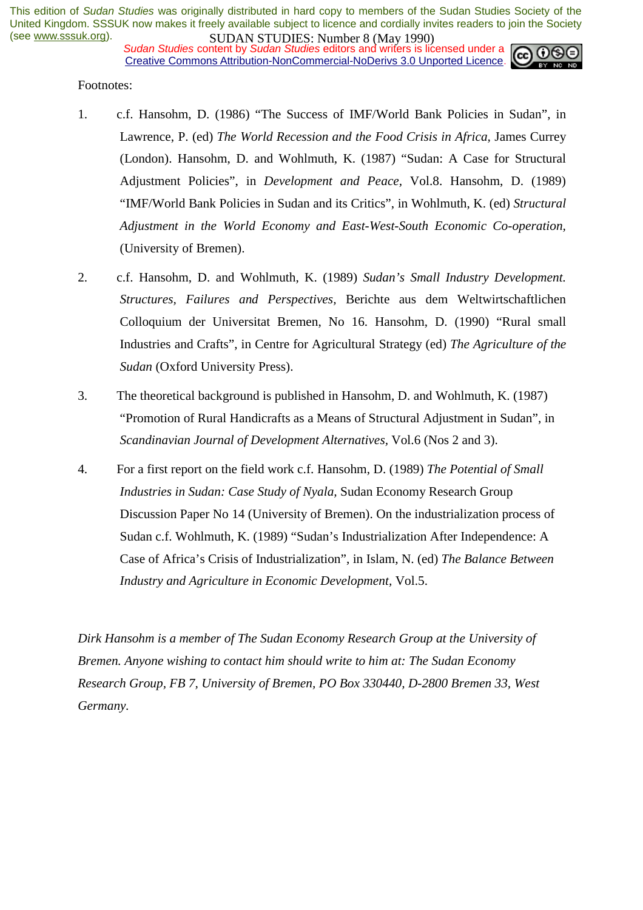Footnotes:

1. c.f. Hansohm, D. (1986) "The Success of IMF/World Bank Policies in Sudan", in Lawrence, P. (ed) *The World Recession and the Food Crisis in Africa,* James Currey (London). Hansohm, D. and Wohlmuth, K. (1987) "Sudan: A Case for Structural Adjustment Policies", in *Development and Peace*, Vol.8. Hansohm, D. (1989) "IMF/World Bank Policies in Sudan and its Critics", in Wohlmuth, K. (ed) *Structural Adjustment in the World Economy and East-West-South Economic Co-operation,* (University of Bremen).

2. c.f. Hansohm, D. and Wohlmuth, K. (1989) *Sudan's Small Industry Development. Structures, Failures and Perspectives*, Berichte aus dem Weltwirtschaftlichen Colloquium der Universitat Bremen, No 16. Hansohm, D. (1990) "Rural small Industries and Crafts", in Centre for Agricultural Strategy (ed) *The Agriculture of the Sudan* (Oxford University Press).

3. The theoretical background is published in Hansohm, D. and Wohlmuth, K. (1987) "Promotion of Rural Handicrafts as a Means of Structural Adjustment in Sudan", in *Scandinavian Journal of Development Alternatives,* Vol.6 (Nos 2 and 3).

4. For a first report on the field work c.f. Hansohm, D. (1989) *The Potential of Small Industries in Sudan: Case Study of Nyala,* Sudan Economy Research Group Discussion Paper No 14 (University of Bremen). On the industrialization process of Sudan c.f. Wohlmuth, K. (1989) "Sudan's Industrialization After Independence: A Case of Africa's Crisis of Industrialization", in Islam, N. (ed) *The Balance Between Industry and Agriculture in Economic Development,* Vol.5.

*Dirk Hansohm is a member of The Sudan Economy Research Group at the University of Bremen. Anyone wishing to contact him should write to him at: The Sudan Economy Research Group, FB 7, University of Bremen, PO Box 330440, D-2800 Bremen 33, West Germany.*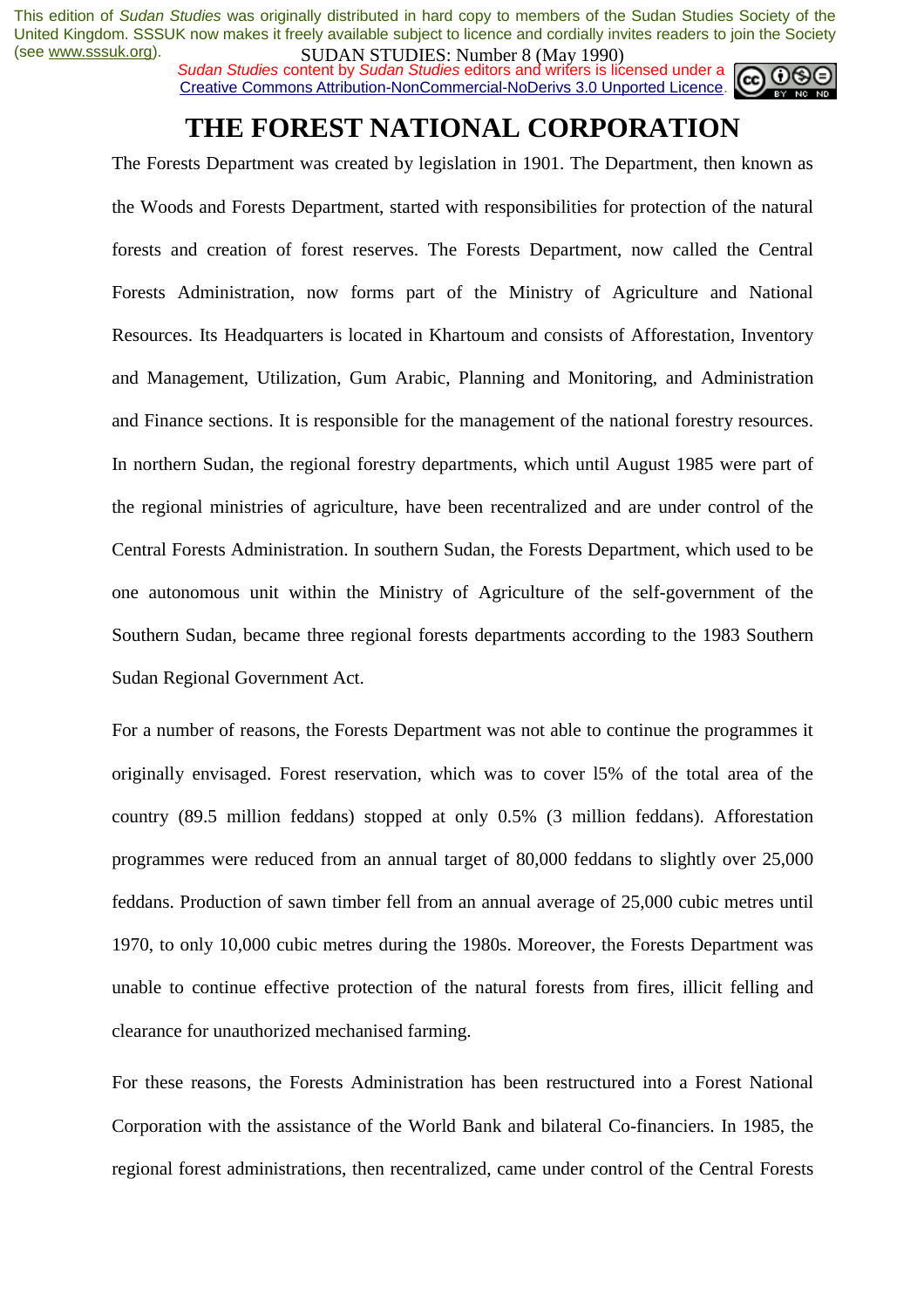# THE FOREST NATIONAL CORPORATION

The Forests Department was created by legislation in 1901. The Department, then known as the Woods and Forests Department, started with responsibilities for protection of the natural forests and creation of forest reserves. The Forests Department, now called the Central Forests Administration, now forms part of the Ministry of Agriculture and National Resources. Its Headquarters is located in Khartoum and consists of Afforestation, Inventory and Management, Utilization, Gum Arabic, Planning and Monitoring, and Administration and Finance sections. It is responsible for the management of the national forestry resources. In northern Sudan, the regional forestry departments, which until August 1985 were part of the regional ministries of agriculture, have been recentralized and are under control of the Central Forests Administration. In southern Sudan, the Forests Department, which used to be one autonomous unit within the Ministry of Agriculture of the self-government of the Southern Sudan, became three regional forests departments according to the 1983 Southern Sudan Regional Government Act.

For a number of reasons, the Forests Department was not able to continue the programmes it originally envisaged. Forest reservation, which was to cover l5% of the total area of the country (89.5 million feddans) stopped at only 0.5% (3 million feddans). Afforestation programmes were reduced from an annual target of 80,000 feddans to slightly over 25,000 feddans. Production of sawn timber fell from an annual average of 25,000 cubic metres until 1970, to only 10,000 cubic metres during the 1980s. Moreover, the Forests Department was unable to continue effective protection of the natural forests from fires, illicit felling and clearance for unauthorized mechanised farming.

For these reasons, the Forests Administration has been restructured into a Forest National Corporation with the assistance of the World Bank and bilateral Co-financiers. In 1985, the regional forest administrations, then recentralized, came under control of the Central Forests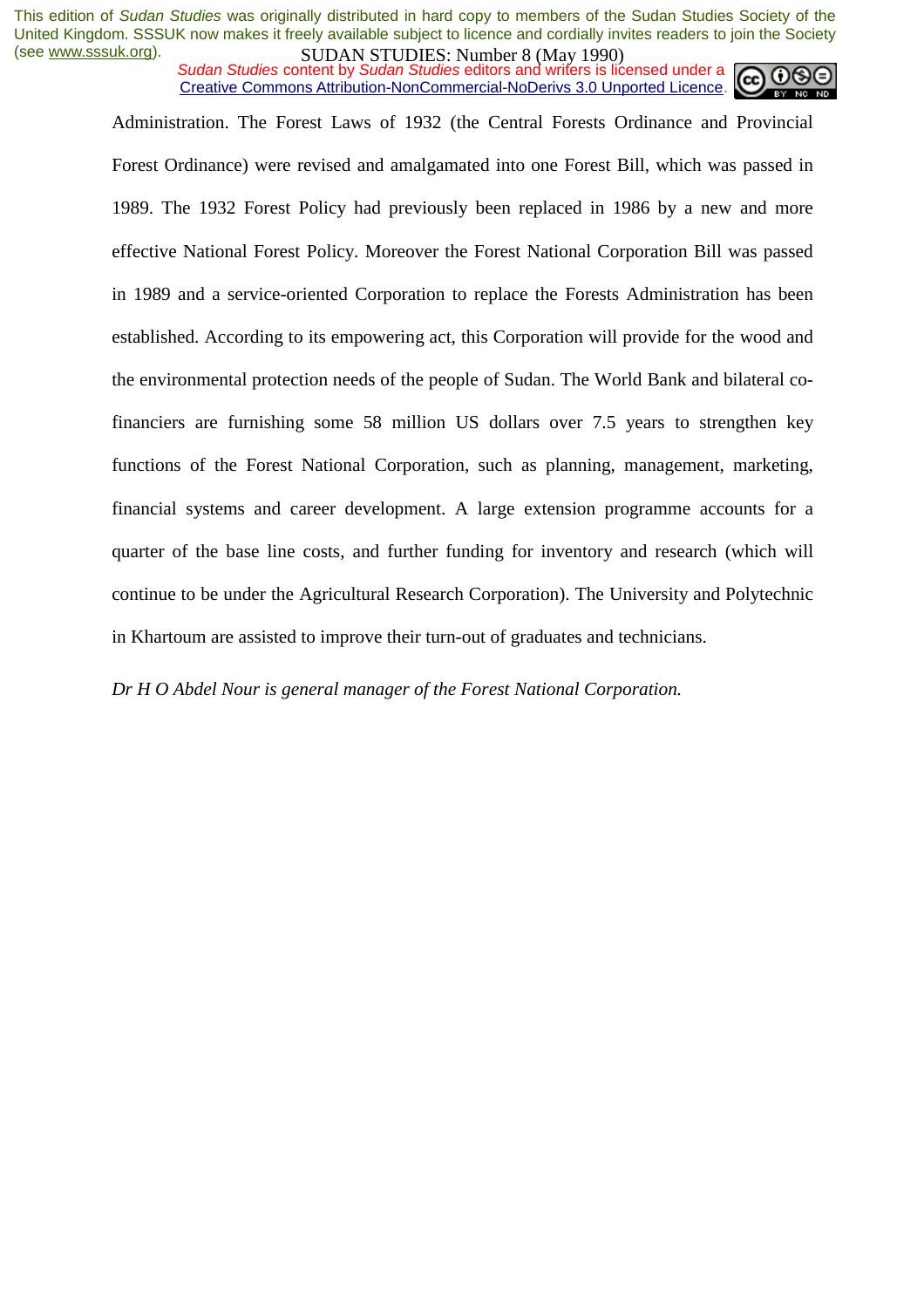Administration. The Forest Laws of 1932 (the Central Forests Ordinance and Provincial Forest Ordinance) were revised and amalgamated into one Forest Bill, which was passed in 1989. The 1932 Forest Policy had previously been replaced in 1986 by a new and more effective National Forest Policy. Moreover the Forest National Corporation Bill was passed in 1989 and a service-oriented Corporation to replace the Forests Administration has been established. According to its empowering act, this Corporation will provide for the wood and the environmental protection needs of the people of Sudan. The World Bank and bilateral co-financiers are furnishing some 58 million US dollars over 7.5 years to strengthen key functions of the Forest National Corporation, such as planning, management, marketing, financial systems and career development. A large extension programme accounts for a quarter of the base line costs, and further funding for inventory and research (which will continue to be under the Agricultural Research Corporation). The University and Polytechnic in Khartoum are assisted to improve their turn-out of graduates and technicians.

*Dr H O Abdel Nour is general manager of the Forest National Corporation.*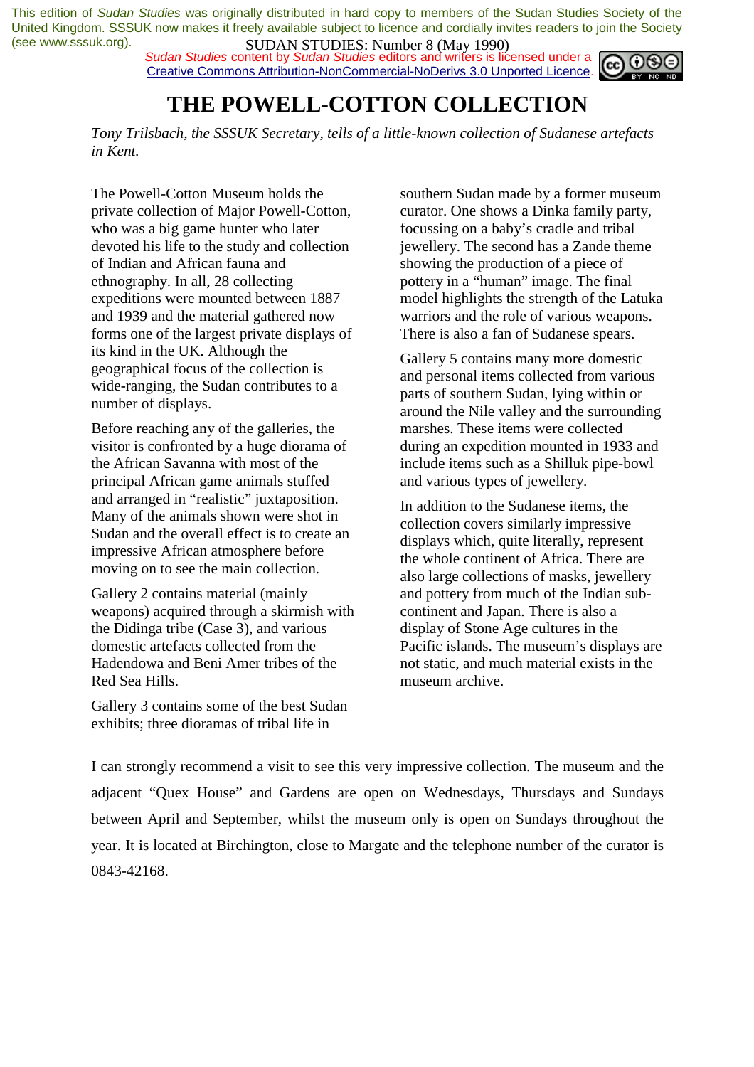This edition of *Sudan Studies* was originally distributed in hard copy to members of the Sudan Studies Society of the United Kingdom. SSSUK now makes it freely available subject to licence and cordially invites readers to join the Society (see www.sssuk.org).

*Sudan Studies* content by *Sudan Studies* editors and writers is licensed under a Creative Commons Attribution-NonCommercial-NoDerivs 3.0 Unported Licence.

SUDAN STUDIES: Number 8 (May 1990)

# THE POWELL-COTTON COLLECTION

*Tony Trilsbach, the SSSUK Secretary, tells of a little-known collection of Sudanese artefacts in Kent.*

The Powell-Cotton Museum holds the private collection of Major Powell-Cotton, who was a big game hunter who later devoted his life to the study and collection of Indian and African fauna and ethnography. In all, 28 collecting expeditions were mounted between 1887 and 1939 and the material gathered now forms one of the largest private displays of its kind in the UK. Although the geographical focus of the collection is wide-ranging, the Sudan contributes to a number of displays.

Before reaching any of the galleries, the visitor is confronted by a huge diorama of the African Savanna with most of the principal African game animals stuffed and arranged in "realistic" juxtaposition. Many of the animals shown were shot in Sudan and the overall effect is to create an impressive African atmosphere before moving on to see the main collection.

Gallery 2 contains material (mainly weapons) acquired through a skirmish with the Didinga tribe (Case 3), and various domestic artefacts collected from the Hadendowa and Beni Amer tribes of the Red Sea Hills.

Gallery 3 contains some of the best Sudan exhibits; three dioramas of tribal life in southern Sudan made by a former museum curator. One shows a Dinka family party, focussing on a baby's cradle and tribal jewellery. The second has a Zande theme showing the production of a piece of pottery in a "human" image. The final model highlights the strength of the Latuka warriors and the role of various weapons. There is also a fan of Sudanese spears.

Gallery 5 contains many more domestic and personal items collected from various parts of southern Sudan, lying within or around the Nile valley and the surrounding marshes. These items were collected during an expedition mounted in 1933 and include items such as a Shilluk pipe-bowl and various types of jewellery.

In addition to the Sudanese items, the collection covers similarly impressive displays which, quite literally, represent the whole continent of Africa. There are also large collections of masks, jewellery and pottery from much of the Indian sub-continent and Japan. There is also a display of Stone Age cultures in the Pacific islands. The museum's displays are not static, and much material exists in the museum archive.

I can strongly recommend a visit to see this very impressive collection. The museum and the adjacent "Quex House" and Gardens are open on Wednesdays, Thursdays and Sundays between April and September, whilst the museum only is open on Sundays throughout the year. It is located at Birchington, close to Margate and the telephone number of the curator is 0843-42168.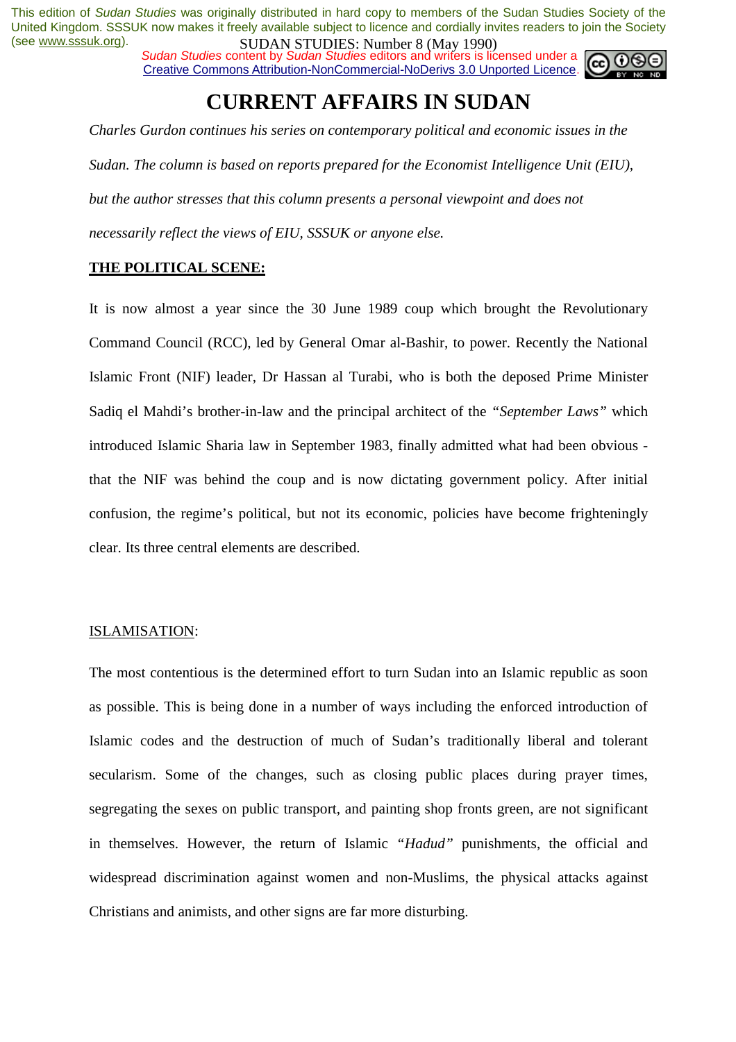This edition of *Sudan Studies* was originally distributed in hard copy to members of the Sudan Studies Society of the United Kingdom. SSSUK now makes it freely available subject to licence and cordially invites readers to join the Society (see www.sssuk.org).

SUDAN STUDIES: Number 8 (May 1990)

*Sudan Studies* content by *Sudan Studies* editors and writers is licensed under a Creative Commons Attribution-NonCommercial-NoDerivs 3.0 Unported Licence.

# CURRENT AFFAIRS IN SUDAN

*Charles Gurdon continues his series on contemporary political and economic issues in the Sudan. The column is based on reports prepared for the Economist Intelligence Unit (EIU), but the author stresses that this column presents a personal viewpoint and does not necessarily reflect the views of EIU, SSSUK or anyone else.*

## THE POLITICAL SCENE:

It is now almost a year since the 30 June 1989 coup which brought the Revolutionary Command Council (RCC), led by General Omar al-Bashir, to power. Recently the National Islamic Front (NIF) leader, Dr Hassan al Turabi, who is both the deposed Prime Minister Sadiq el Mahdi's brother-in-law and the principal architect of the *"September Laws"* which introduced Islamic Sharia law in September 1983, finally admitted what had been obvious - that the NIF was behind the coup and is now dictating government policy. After initial confusion, the regime's political, but not its economic, policies have become frighteningly clear. Its three central elements are described.

### ISLAMISATION:

The most contentious is the determined effort to turn Sudan into an Islamic republic as soon as possible. This is being done in a number of ways including the enforced introduction of Islamic codes and the destruction of much of Sudan's traditionally liberal and tolerant secularism. Some of the changes, such as closing public places during prayer times, segregating the sexes on public transport, and painting shop fronts green, are not significant in themselves. However, the return of Islamic *"Hadud"* punishments, the official and widespread discrimination against women and non-Muslims, the physical attacks against Christians and animists, and other signs are far more disturbing.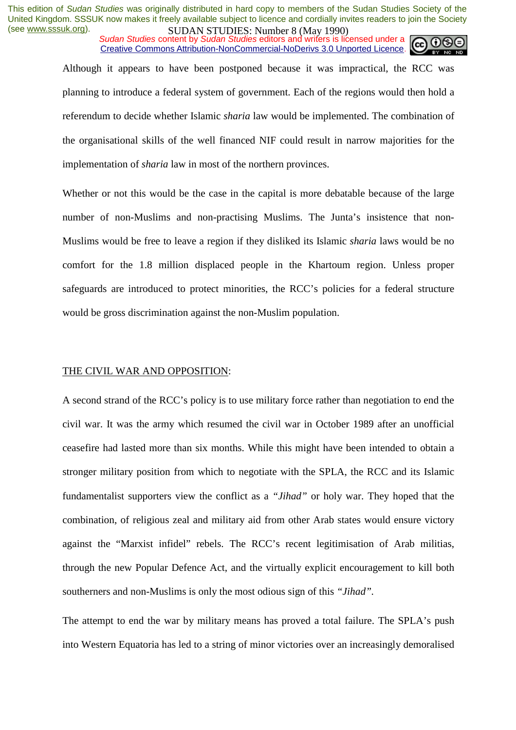Although it appears to have been postponed because it was impractical, the RCC was planning to introduce a federal system of government. Each of the regions would then hold a referendum to decide whether Islamic *sharia* law would be implemented. The combination of the organisational skills of the well financed NIF could result in narrow majorities for the implementation of *sharia* law in most of the northern provinces.

Whether or not this would be the case in the capital is more debatable because of the large number of non-Muslims and non-practising Muslims. The Junta's insistence that non-Muslims would be free to leave a region if they disliked its Islamic *sharia* laws would be no comfort for the 1.8 million displaced people in the Khartoum region. Unless proper safeguards are introduced to protect minorities, the RCC's policies for a federal structure would be gross discrimination against the non-Muslim population.

## <u>THE CIVIL WAR AND OPPOSITION</u>:

A second strand of the RCC's policy is to use military force rather than negotiation to end the civil war. It was the army which resumed the civil war in October 1989 after an unofficial ceasefire had lasted more than six months. While this might have been intended to obtain a stronger military position from which to negotiate with the SPLA, the RCC and its Islamic fundamentalist supporters view the conflict as a *"Jihad"* or holy war. They hoped that the combination, of religious zeal and military aid from other Arab states would ensure victory against the "Marxist infidel" rebels. The RCC's recent legitimisation of Arab militias, through the new Popular Defence Act, and the virtually explicit encouragement to kill both southerners and non-Muslims is only the most odious sign of this *"Jihad"*.

The attempt to end the war by military means has proved a total failure. The SPLA's push into Western Equatoria has led to a string of minor victories over an increasingly demoralised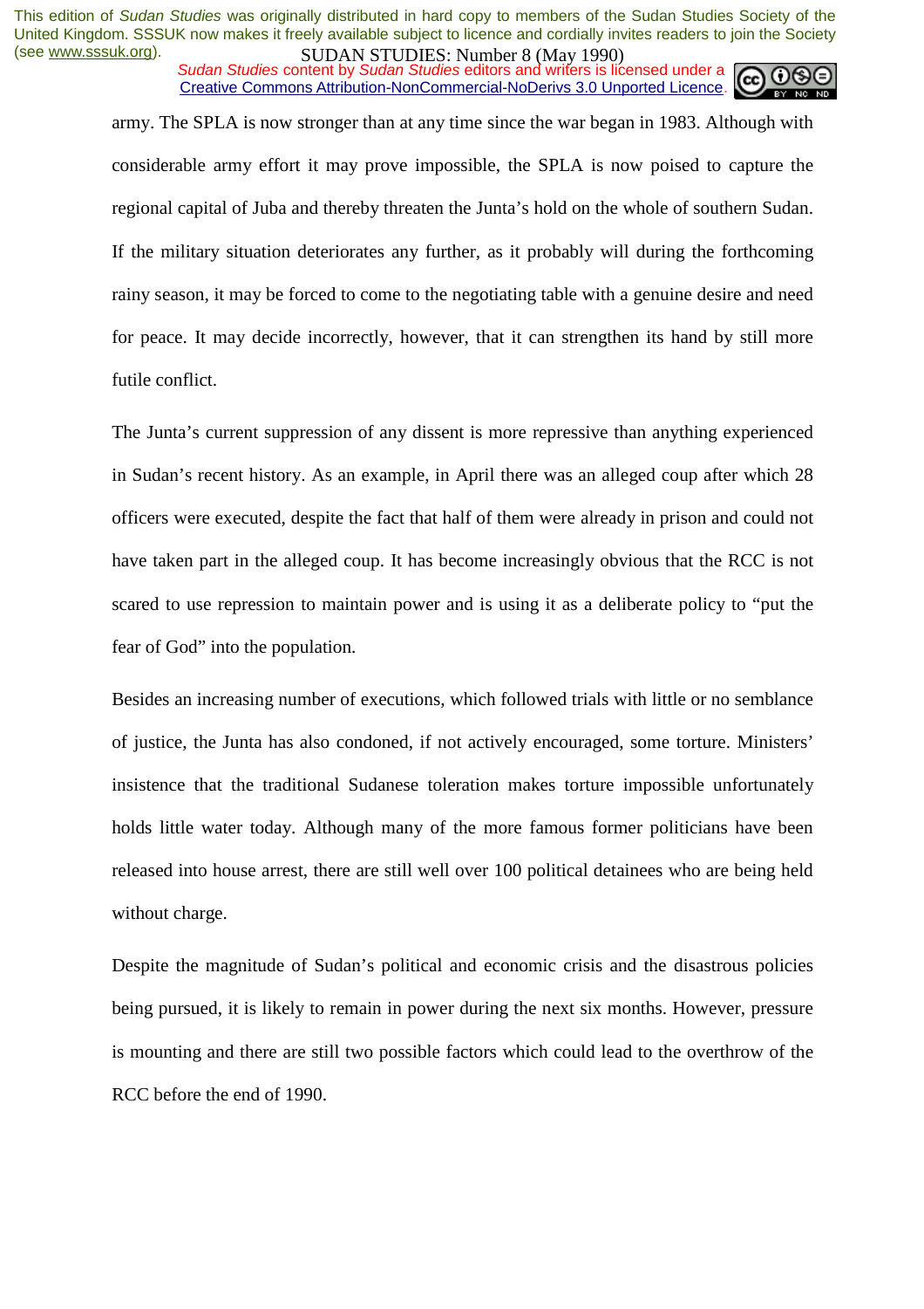army. The SPLA is now stronger than at any time since the war began in 1983. Although with considerable army effort it may prove impossible, the SPLA is now poised to capture the regional capital of Juba and thereby threaten the Junta's hold on the whole of southern Sudan. If the military situation deteriorates any further, as it probably will during the forthcoming rainy season, it may be forced to come to the negotiating table with a genuine desire and need for peace. It may decide incorrectly, however, that it can strengthen its hand by still more futile conflict.

The Junta's current suppression of any dissent is more repressive than anything experienced in Sudan's recent history. As an example, in April there was an alleged coup after which 28 officers were executed, despite the fact that half of them were already in prison and could not have taken part in the alleged coup. It has become increasingly obvious that the RCC is not scared to use repression to maintain power and is using it as a deliberate policy to "put the fear of God" into the population.

Besides an increasing number of executions, which followed trials with little or no semblance of justice, the Junta has also condoned, if not actively encouraged, some torture. Ministers' insistence that the traditional Sudanese toleration makes torture impossible unfortunately holds little water today. Although many of the more famous former politicians have been released into house arrest, there are still well over 100 political detainees who are being held without charge.

Despite the magnitude of Sudan's political and economic crisis and the disastrous policies being pursued, it is likely to remain in power during the next six months. However, pressure is mounting and there are still two possible factors which could lead to the overthrow of the RCC before the end of 1990.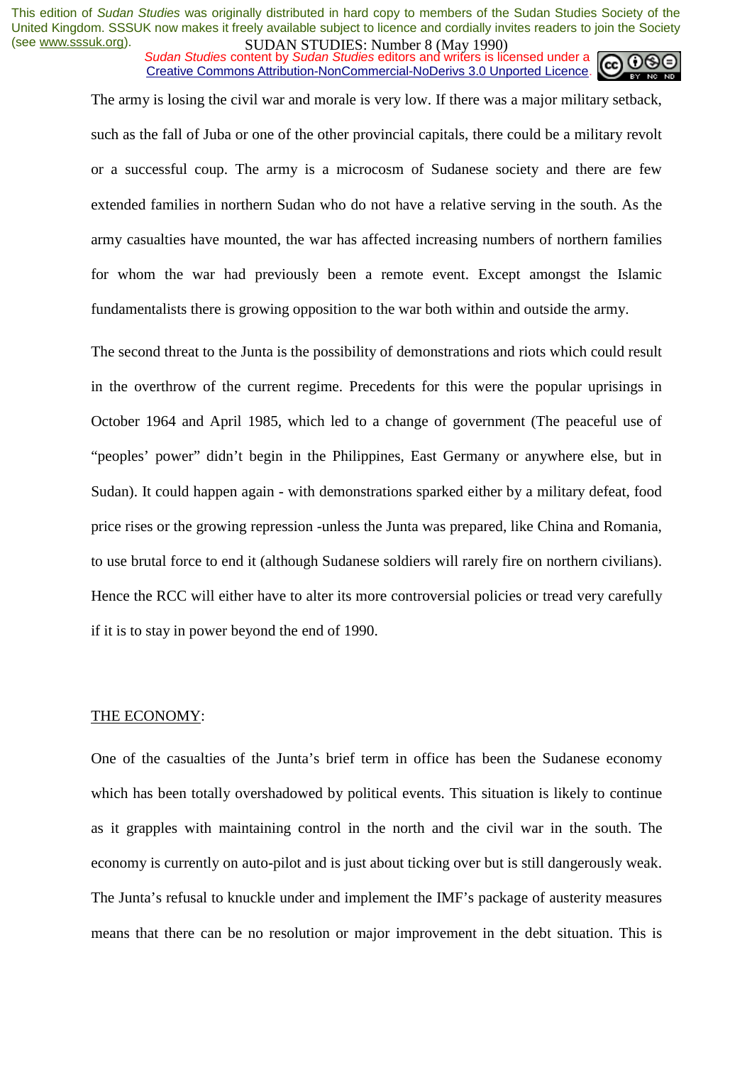The army is losing the civil war and morale is very low. If there was a major military setback, such as the fall of Juba or one of the other provincial capitals, there could be a military revolt or a successful coup. The army is a microcosm of Sudanese society and there are few extended families in northern Sudan who do not have a relative serving in the south. As the army casualties have mounted, the war has affected increasing numbers of northern families for whom the war had previously been a remote event. Except amongst the Islamic fundamentalists there is growing opposition to the war both within and outside the army.

The second threat to the Junta is the possibility of demonstrations and riots which could result in the overthrow of the current regime. Precedents for this were the popular uprisings in October 1964 and April 1985, which led to a change of government (The peaceful use of "peoples' power" didn't begin in the Philippines, East Germany or anywhere else, but in Sudan). It could happen again - with demonstrations sparked either by a military defeat, food price rises or the growing repression -unless the Junta was prepared, like China and Romania, to use brutal force to end it (although Sudanese soldiers will rarely fire on northern civilians). Hence the RCC will either have to alter its more controversial policies or tread very carefully if it is to stay in power beyond the end of 1990.

## THE ECONOMY:

One of the casualties of the Junta's brief term in office has been the Sudanese economy which has been totally overshadowed by political events. This situation is likely to continue as it grapples with maintaining control in the north and the civil war in the south. The economy is currently on auto-pilot and is just about ticking over but is still dangerously weak. The Junta's refusal to knuckle under and implement the IMF's package of austerity measures means that there can be no resolution or major improvement in the debt situation. This is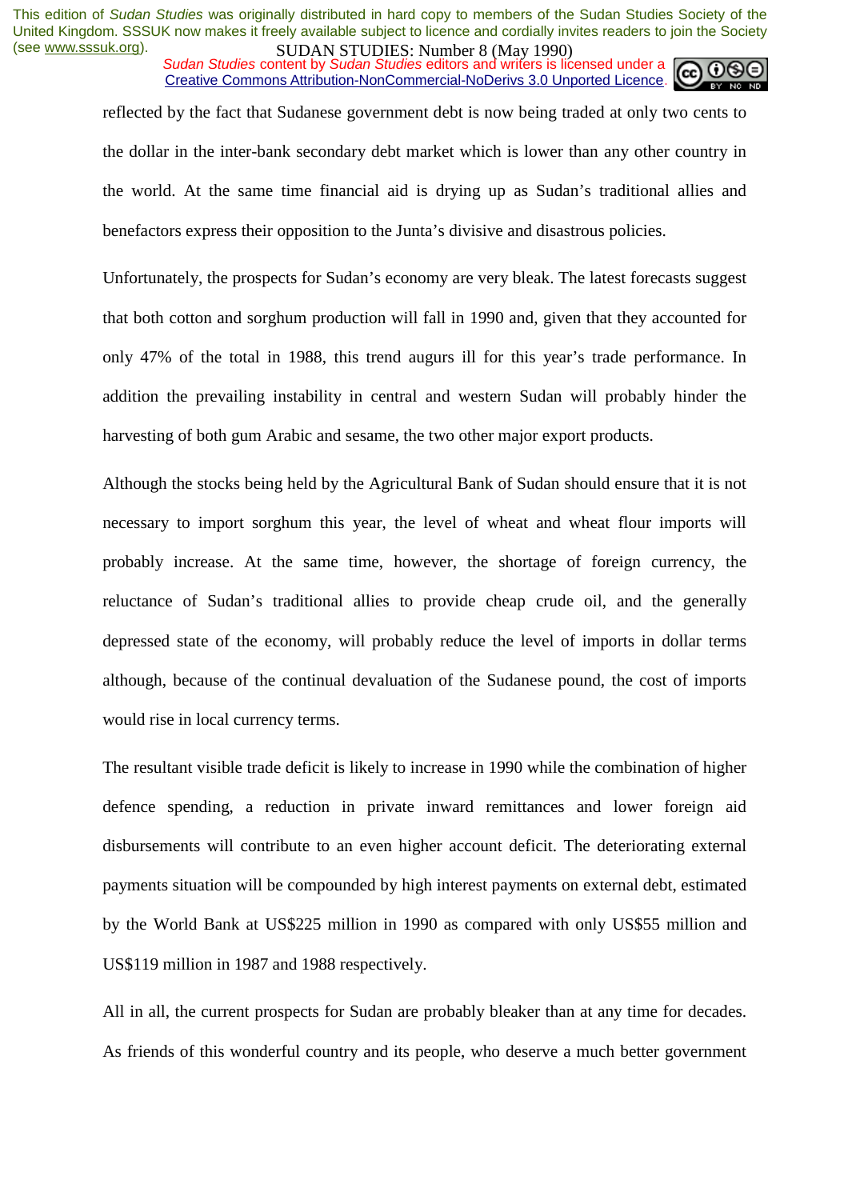reflected by the fact that Sudanese government debt is now being traded at only two cents to the dollar in the inter-bank secondary debt market which is lower than any other country in the world. At the same time financial aid is drying up as Sudan's traditional allies and benefactors express their opposition to the Junta's divisive and disastrous policies.

Unfortunately, the prospects for Sudan's economy are very bleak. The latest forecasts suggest that both cotton and sorghum production will fall in 1990 and, given that they accounted for only 47% of the total in 1988, this trend augurs ill for this year's trade performance. In addition the prevailing instability in central and western Sudan will probably hinder the harvesting of both gum Arabic and sesame, the two other major export products.

Although the stocks being held by the Agricultural Bank of Sudan should ensure that it is not necessary to import sorghum this year, the level of wheat and wheat flour imports will probably increase. At the same time, however, the shortage of foreign currency, the reluctance of Sudan's traditional allies to provide cheap crude oil, and the generally depressed state of the economy, will probably reduce the level of imports in dollar terms although, because of the continual devaluation of the Sudanese pound, the cost of imports would rise in local currency terms.

The resultant visible trade deficit is likely to increase in 1990 while the combination of higher defence spending, a reduction in private inward remittances and lower foreign aid disbursements will contribute to an even higher account deficit. The deteriorating external payments situation will be compounded by high interest payments on external debt, estimated by the World Bank at US$225 million in 1990 as compared with only US$55 million and US$119 million in 1987 and 1988 respectively.

All in all, the current prospects for Sudan are probably bleaker than at any time for decades. As friends of this wonderful country and its people, who deserve a much better government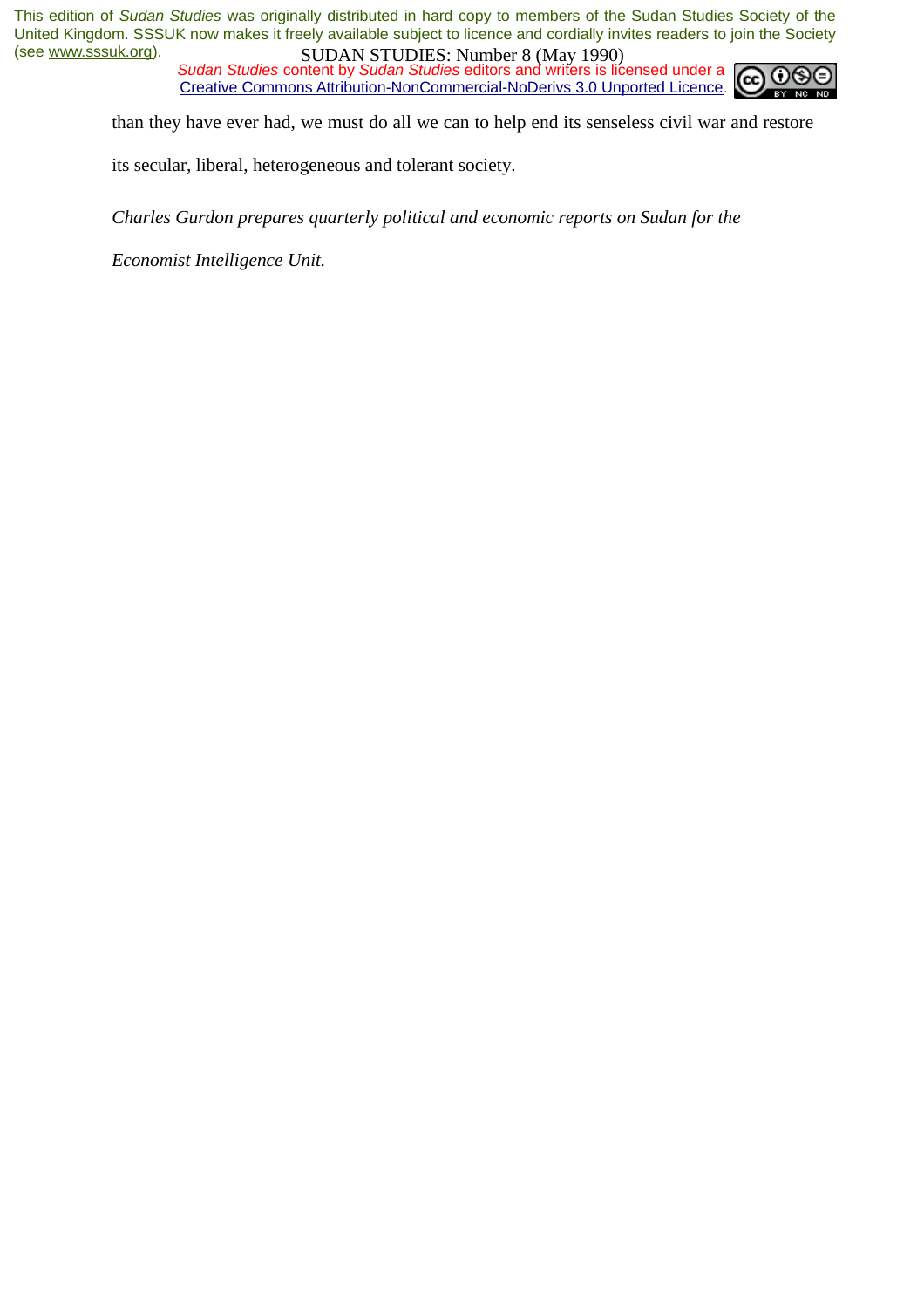than they have ever had, we must do all we can to help end its senseless civil war and restore its secular, liberal, heterogeneous and tolerant society.

*Charles Gurdon prepares quarterly political and economic reports on Sudan for the Economist Intelligence Unit.*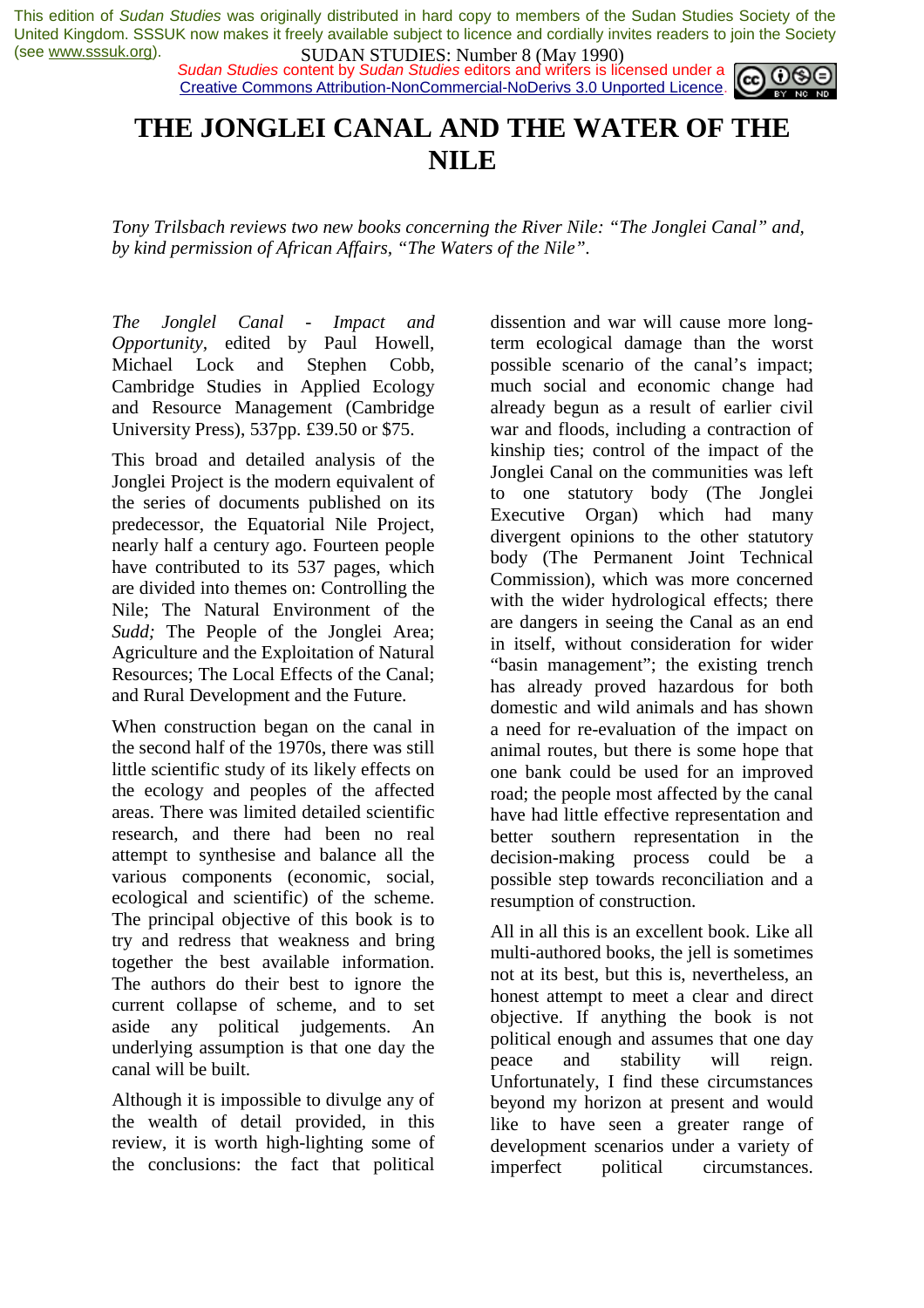# THE JONGLEI CANAL AND THE WATER OF THE NILE

*Tony Trilsbach reviews two new books concerning the River Nile: "The Jonglei Canal" and, by kind permission of African Affairs, "The Waters of the Nile".*

*The Jonglel Canal - Impact and Opportunity*, edited by Paul Howell, Michael Lock and Stephen Cobb, Cambridge Studies in Applied Ecology and Resource Management (Cambridge University Press), 537pp. £39.50 or $75.

This broad and detailed analysis of the Jonglei Project is the modern equivalent of the series of documents published on its predecessor, the Equatorial Nile Project, nearly half a century ago. Fourteen people have contributed to its 537 pages, which are divided into themes on: Controlling the Nile; The Natural Environment of the *Sudd;* The People of the Jonglei Area; Agriculture and the Exploitation of Natural Resources; The Local Effects of the Canal; and Rural Development and the Future.

When construction began on the canal in the second half of the 1970s, there was still little scientific study of its likely effects on the ecology and peoples of the affected areas. There was limited detailed scientific research, and there had been no real attempt to synthesise and balance all the various components (economic, social, ecological and scientific) of the scheme. The principal objective of this book is to try and redress that weakness and bring together the best available information. The authors do their best to ignore the current collapse of scheme, and to set aside any political judgements. An underlying assumption is that one day the canal will be built.

Although it is impossible to divulge any of the wealth of detail provided, in this review, it is worth high-lighting some of the conclusions: the fact that political dissention and war will cause more long-term ecological damage than the worst possible scenario of the canal's impact; much social and economic change had already begun as a result of earlier civil war and floods, including a contraction of kinship ties; control of the impact of the Jonglei Canal on the communities was left to one statutory body (The Jonglei Executive Organ) which had many divergent opinions to the other statutory body (The Permanent Joint Technical Commission), which was more concerned with the wider hydrological effects; there are dangers in seeing the Canal as an end in itself, without consideration for wider "basin management"; the existing trench has already proved hazardous for both domestic and wild animals and has shown a need for re-evaluation of the impact on animal routes, but there is some hope that one bank could be used for an improved road; the people most affected by the canal have had little effective representation and better southern representation in the decision-making process could be a possible step towards reconciliation and a resumption of construction.

All in all this is an excellent book. Like all multi-authored books, the jell is sometimes not at its best, but this is, nevertheless, an honest attempt to meet a clear and direct objective. If anything the book is not political enough and assumes that one day peace and stability will reign. Unfortunately, I find these circumstances beyond my horizon at present and would like to have seen a greater range of development scenarios under a variety of imperfect political circumstances.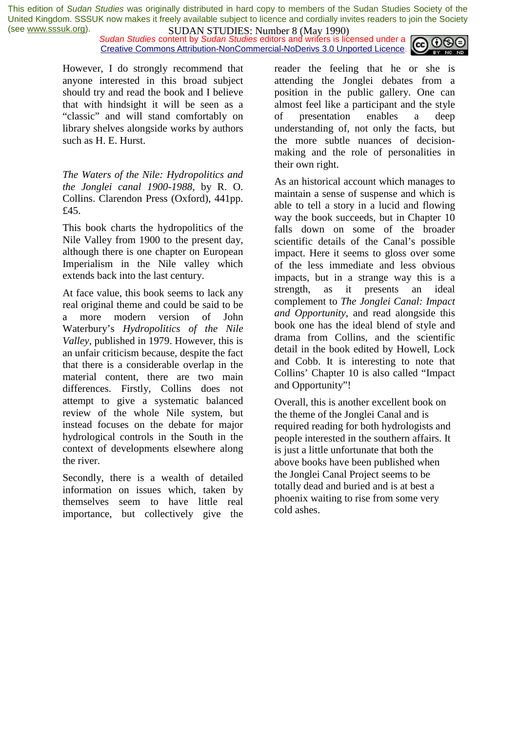However, I do strongly recommend that anyone interested in this broad subject should try and read the book and I believe that with hindsight it will be seen as a "classic" and will stand comfortably on library shelves alongside works by authors such as H. E. Hurst.

*The Waters of the Nile: Hydropolitics and the Jonglei canal 1900-1988*, by R. O. Collins. Clarendon Press (Oxford), 441pp. £45.

This book charts the hydropolitics of the Nile Valley from 1900 to the present day, although there is one chapter on European Imperialism in the Nile valley which extends back into the last century.

At face value, this book seems to lack any real original theme and could be said to be a more modern version of John Waterbury's *Hydropolitics of the Nile Valley*, published in 1979. However, this is an unfair criticism because, despite the fact that there is a considerable overlap in the material content, there are two main differences. Firstly, Collins does not attempt to give a systematic balanced review of the whole Nile system, but instead focuses on the debate for major hydrological controls in the South in the context of developments elsewhere along the river.

Secondly, there is a wealth of detailed information on issues which, taken by themselves seem to have little real importance, but collectively give the reader the feeling that he or she is attending the Jonglei debates from a position in the public gallery. One can almost feel like a participant and the style of presentation enables a deep understanding of, not only the facts, but the more subtle nuances of decision-making and the role of personalities in their own right.

As an historical account which manages to maintain a sense of suspense and which is able to tell a story in a lucid and flowing way the book succeeds, but in Chapter 10 falls down on some of the broader scientific details of the Canal's possible impact. Here it seems to gloss over some of the less immediate and less obvious impacts, but in a strange way this is a strength, as it presents an ideal complement to *The Jonglei Canal: Impact and Opportunity*, and read alongside this book one has the ideal blend of style and drama from Collins, and the scientific detail in the book edited by Howell, Lock and Cobb. It is interesting to note that Collins' Chapter 10 is also called "Impact and Opportunity"!

Overall, this is another excellent book on the theme of the Jonglei Canal and is required reading for both hydrologists and people interested in the southern affairs. It is just a little unfortunate that both the above books have been published when the Jonglei Canal Project seems to be totally dead and buried and is at best a phoenix waiting to rise from some very cold ashes.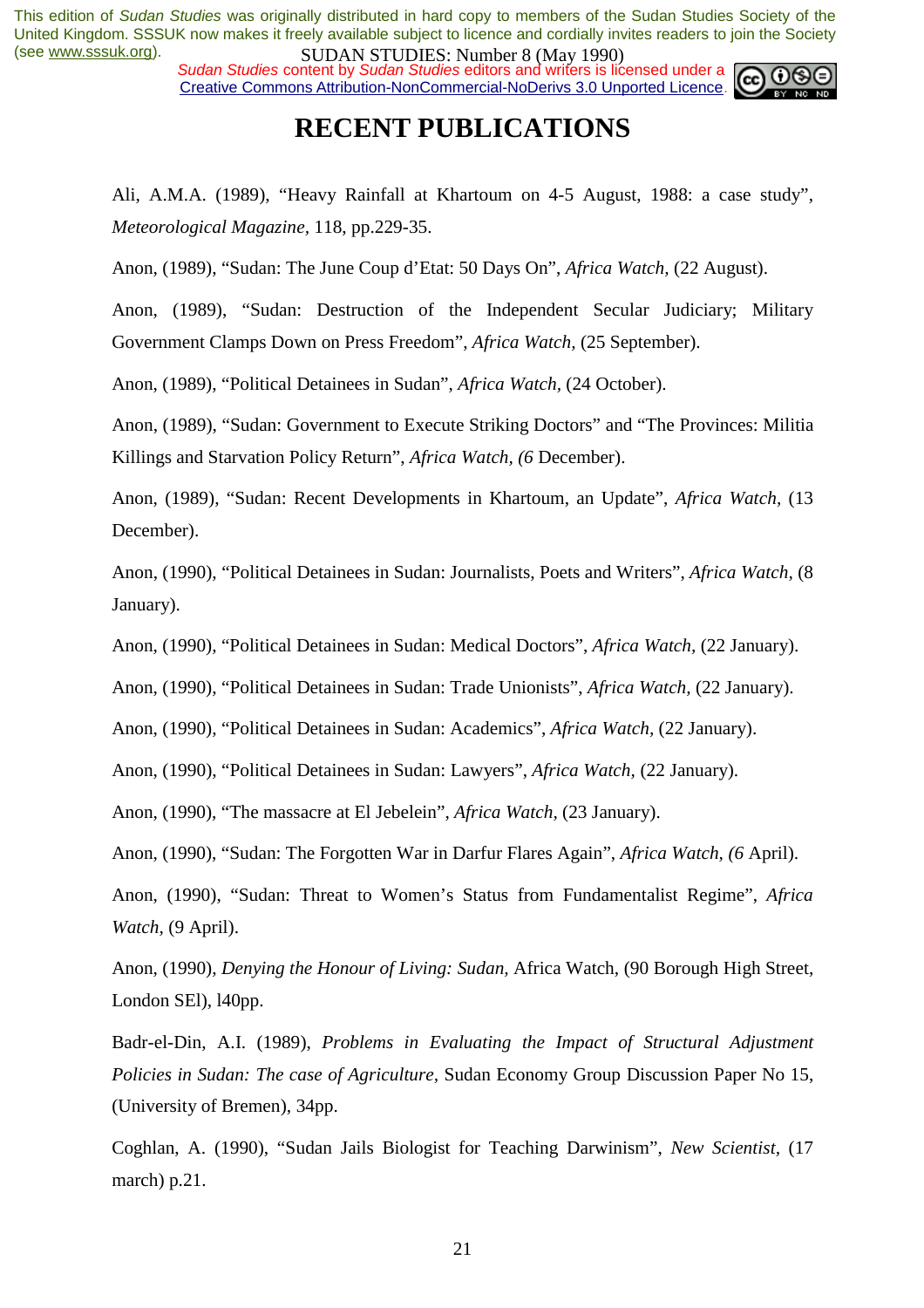# RECENT PUBLICATIONS

Ali, A.M.A. (1989), "Heavy Rainfall at Khartoum on 4-5 August, 1988: a case study", *Meteorological Magazine*, 118, pp.229-35.

Anon, (1989), "Sudan: The June Coup d'Etat: 50 Days On", *Africa Watch,* (22 August).

Anon, (1989), "Sudan: Destruction of the Independent Secular Judiciary; Military Government Clamps Down on Press Freedom", *Africa Watch,* (25 September).

Anon, (1989), "Political Detainees in Sudan", *Africa Watch,* (24 October).

Anon, (1989), "Sudan: Government to Execute Striking Doctors" and "The Provinces: Militia Killings and Starvation Policy Return", *Africa Watch, (6* December).

Anon, (1989), "Sudan: Recent Developments in Khartoum, an Update", *Africa Watch,* (13 December).

Anon, (1990), "Political Detainees in Sudan: Journalists, Poets and Writers", *Africa Watch,* (8 January).

Anon, (1990), "Political Detainees in Sudan: Medical Doctors", *Africa Watch,* (22 January).

Anon, (1990), "Political Detainees in Sudan: Trade Unionists", *Africa Watch,* (22 January).

Anon, (1990), "Political Detainees in Sudan: Academics", *Africa Watch,* (22 January).

Anon, (1990), "Political Detainees in Sudan: Lawyers", *Africa Watch,* (22 January).

Anon, (1990), "The massacre at El Jebelein", *Africa Watch,* (23 January).

Anon, (1990), "Sudan: The Forgotten War in Darfur Flares Again", *Africa Watch, (6* April).

Anon, (1990), "Sudan: Threat to Women's Status from Fundamentalist Regime", *Africa Watch,* (9 April).

Anon, (1990), *Denying the Honour of Living: Sudan,* Africa Watch, (90 Borough High Street, London SEl), l40pp.

Badr-el-Din, A.I. (1989), *Problems in Evaluating the Impact of Structural Adjustment Policies in Sudan: The case of Agriculture*, Sudan Economy Group Discussion Paper No 15, (University of Bremen), 34pp.

Coghlan, A. (1990), "Sudan Jails Biologist for Teaching Darwinism", *New Scientist*, (17 march) p.21.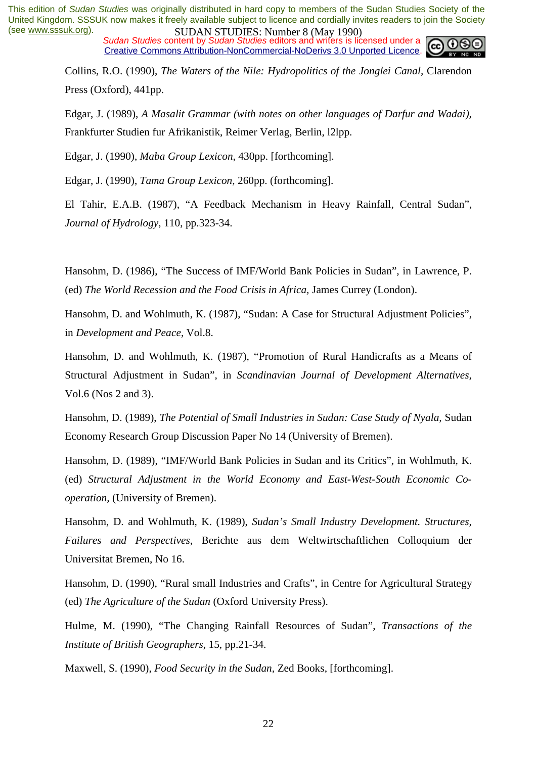Collins, R.O. (1990), *The Waters of the Nile: Hydropolitics of the Jonglei Canal*, Clarendon Press (Oxford), 441pp.

Edgar, J. (1989), *A Masalit Grammar (with notes on other languages of Darfur and Wadai)*, Frankfurter Studien fur Afrikanistik, Reimer Verlag, Berlin, l2lpp.

Edgar, J. (1990), *Maba Group Lexicon*, 430pp. [forthcoming].

Edgar, J. (1990), *Tama Group Lexicon*, 260pp. (forthcoming].

El Tahir, E.A.B. (1987), "A Feedback Mechanism in Heavy Rainfall, Central Sudan", *Journal of Hydrology*, 110, pp.323-34.

Hansohm, D. (1986), "The Success of IMF/World Bank Policies in Sudan", in Lawrence, P. (ed) *The World Recession and the Food Crisis in Africa*, James Currey (London).

Hansohm, D. and Wohlmuth, K. (1987), "Sudan: A Case for Structural Adjustment Policies", in *Development and Peace*, Vol.8.

Hansohm, D. and Wohlmuth, K. (1987), "Promotion of Rural Handicrafts as a Means of Structural Adjustment in Sudan", in *Scandinavian Journal of Development Alternatives*, Vol.6 (Nos 2 and 3).

Hansohm, D. (1989), *The Potential of Small Industries in Sudan: Case Study of Nyala*, Sudan Economy Research Group Discussion Paper No 14 (University of Bremen).

Hansohm, D. (1989), "IMF/World Bank Policies in Sudan and its Critics", in Wohlmuth, K. (ed) *Structural Adjustment in the World Economy and East-West-South Economic Co-operation*, (University of Bremen).

Hansohm, D. and Wohlmuth, K. (1989), *Sudan's Small Industry Development. Structures, Failures and Perspectives*, Berichte aus dem Weltwirtschaftlichen Colloquium der Universitat Bremen, No 16.

Hansohm, D. (1990), "Rural small Industries and Crafts", in Centre for Agricultural Strategy (ed) *The Agriculture of the Sudan* (Oxford University Press).

Hulme, M. (1990), "The Changing Rainfall Resources of Sudan", *Transactions of the Institute of British Geographers*, 15, pp.21-34.

Maxwell, S. (1990), *Food Security in the Sudan*, Zed Books, [forthcoming].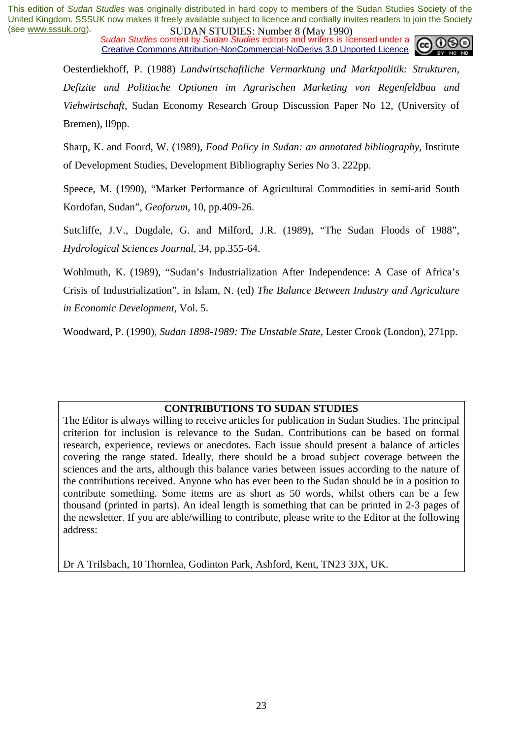Oesterdiekhoff, P. (1988) *Landwirtschaftliche Vermarktung und Marktpolitik: Strukturen, Defizite und Politiache Optionen im Agrarischen Marketing von Regenfeldbau und Viehwirtschaft*, Sudan Economy Research Group Discussion Paper No 12, (University of Bremen), ll9pp.

Sharp, K. and Foord, W. (1989), *Food Policy in Sudan: an annotated bibliography*, Institute of Development Studies, Development Bibliography Series No 3. 222pp.

Speece, M. (1990), "Market Performance of Agricultural Commodities in semi-arid South Kordofan, Sudan", *Geoforum*, 10, pp.409-26.

Sutcliffe, J.V., Dugdale, G. and Milford, J.R. (1989), "The Sudan Floods of 1988", *Hydrological Sciences Journal*, 34, pp.355-64.

Wohlmuth, K. (1989), "Sudan's Industrialization After Independence: A Case of Africa's Crisis of Industrialization", in Islam, N. (ed) *The Balance Between Industry and Agriculture in Economic Development*, Vol. 5.

Woodward, P. (1990), *Sudan 1898-1989: The Unstable State*, Lester Crook (London), 271pp.

**CONTRIBUTIONS TO SUDAN STUDIES**

The Editor is always willing to receive articles for publication in Sudan Studies. The principal criterion for inclusion is relevance to the Sudan. Contributions can be based on formal research, experience, reviews or anecdotes. Each issue should present a balance of articles covering the range stated. Ideally, there should be a broad subject coverage between the sciences and the arts, although this balance varies between issues according to the nature of the contributions received. Anyone who has ever been to the Sudan should be in a position to contribute something. Some items are as short as 50 words, whilst others can be a few thousand (printed in parts). An ideal length is something that can be printed in 2-3 pages of the newsletter. If you are able/willing to contribute, please write to the Editor at the following address:

Dr A Trilsbach, 10 Thornlea, Godinton Park, Ashford, Kent, TN23 3JX, UK.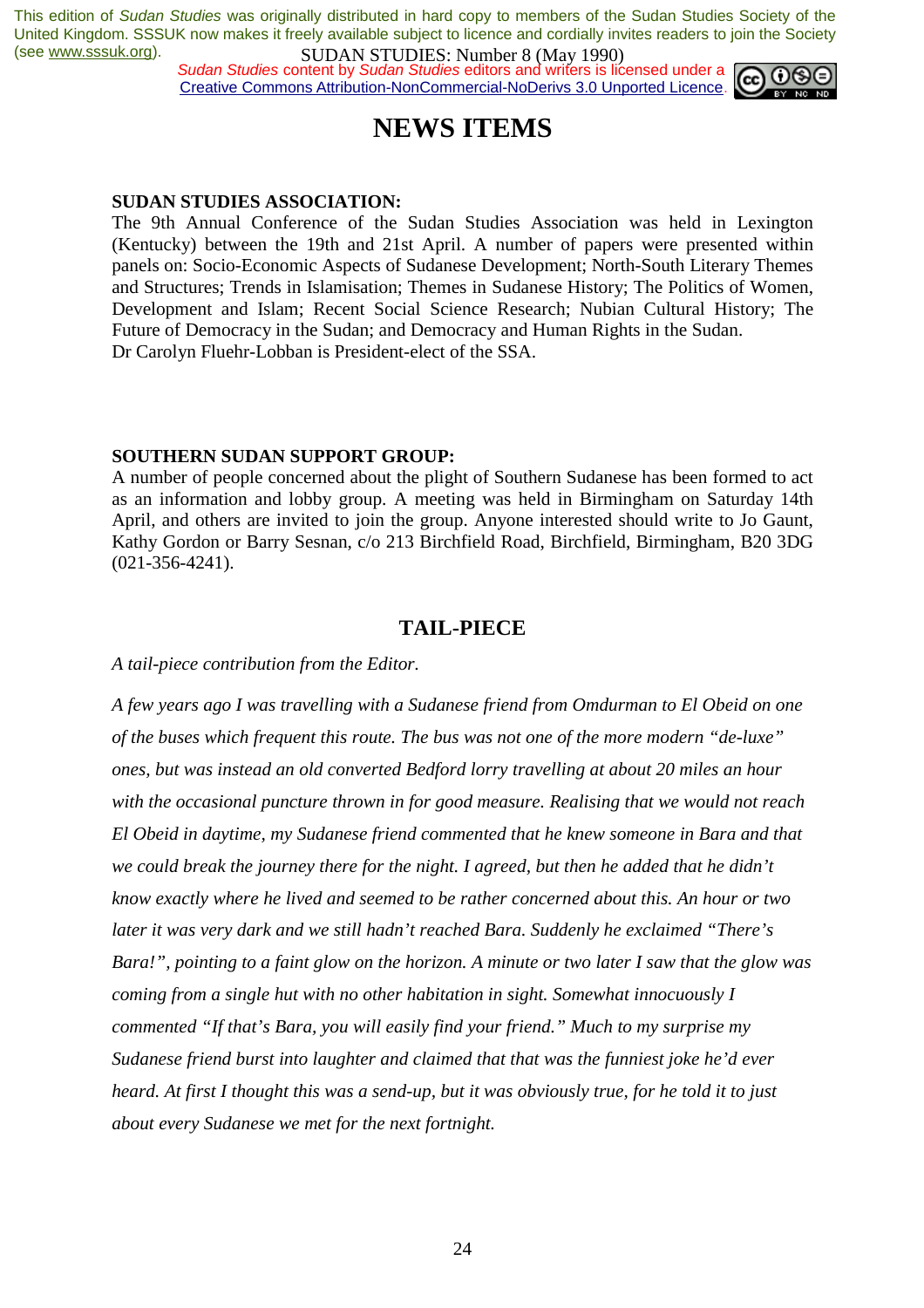# NEWS ITEMS

**SUDAN STUDIES ASSOCIATION:**

The 9th Annual Conference of the Sudan Studies Association was held in Lexington (Kentucky) between the 19th and 21st April. A number of papers were presented within panels on: Socio-Economic Aspects of Sudanese Development; North-South Literary Themes and Structures; Trends in Islamisation; Themes in Sudanese History; The Politics of Women, Development and Islam; Recent Social Science Research; Nubian Cultural History; The Future of Democracy in the Sudan; and Democracy and Human Rights in the Sudan.
Dr Carolyn Fluehr-Lobban is President-elect of the SSA.

**SOUTHERN SUDAN SUPPORT GROUP:**

A number of people concerned about the plight of Southern Sudanese has been formed to act as an information and lobby group. A meeting was held in Birmingham on Saturday 14th April, and others are invited to join the group. Anyone interested should write to Jo Gaunt, Kathy Gordon or Barry Sesnan, c/o 213 Birchfield Road, Birchfield, Birmingham, B20 3DG (021-356-4241).

## TAIL-PIECE

*A tail-piece contribution from the Editor.*

*A few years ago I was travelling with a Sudanese friend from Omdurman to El Obeid on one of the buses which frequent this route. The bus was not one of the more modern "de-luxe" ones, but was instead an old converted Bedford lorry travelling at about 20 miles an hour with the occasional puncture thrown in for good measure. Realising that we would not reach El Obeid in daytime, my Sudanese friend commented that he knew someone in Bara and that we could break the journey there for the night. I agreed, but then he added that he didn't know exactly where he lived and seemed to be rather concerned about this. An hour or two later it was very dark and we still hadn't reached Bara. Suddenly he exclaimed "There's Bara!", pointing to a faint glow on the horizon. A minute or two later I saw that the glow was coming from a single hut with no other habitation in sight. Somewhat innocuously I commented "If that's Bara, you will easily find your friend." Much to my surprise my Sudanese friend burst into laughter and claimed that that was the funniest joke he'd ever heard. At first I thought this was a send-up, but it was obviously true, for he told it to just about every Sudanese we met for the next fortnight.*